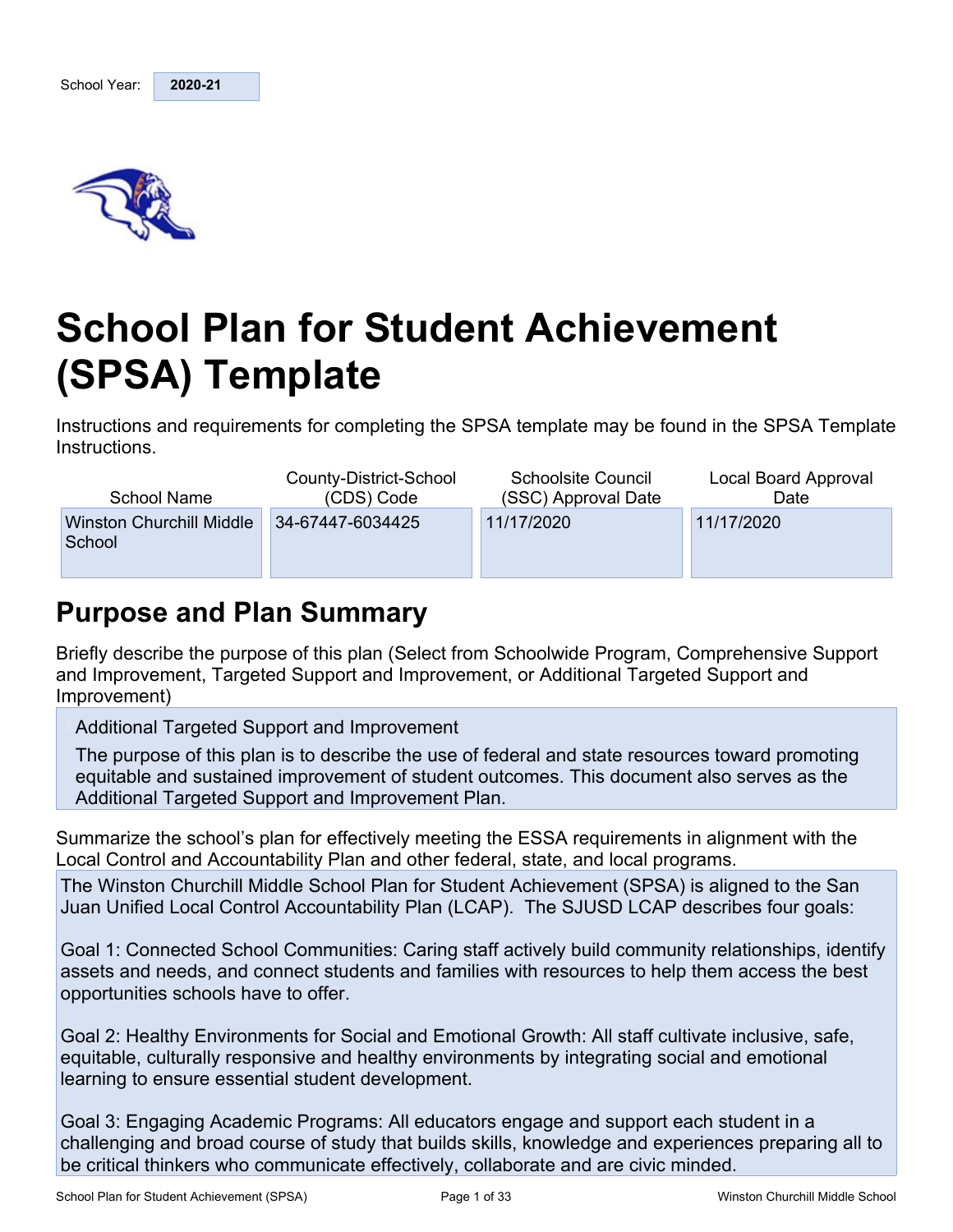School Year: **2020-21**

# School Plan for Student Achievement (SPSA) Template

Instructions and requirements for completing the SPSA template may be found in the SPSA Template Instructions.

| School Name | County-District-School (CDS) Code | Schoolsite Council (SSC) Approval Date | Local Board Approval Date |
|---|---|---|---|
| Winston Churchill Middle School | 34-67447-6034425 | 11/17/2020 | 11/17/2020 |

## Purpose and Plan Summary

Briefly describe the purpose of this plan (Select from Schoolwide Program, Comprehensive Support and Improvement, Targeted Support and Improvement, or Additional Targeted Support and Improvement)

Additional Targeted Support and Improvement

The purpose of this plan is to describe the use of federal and state resources toward promoting equitable and sustained improvement of student outcomes. This document also serves as the Additional Targeted Support and Improvement Plan.

Summarize the school's plan for effectively meeting the ESSA requirements in alignment with the Local Control and Accountability Plan and other federal, state, and local programs.

The Winston Churchill Middle School Plan for Student Achievement (SPSA) is aligned to the San Juan Unified Local Control Accountability Plan (LCAP). The SJUSD LCAP describes four goals:

Goal 1: Connected School Communities: Caring staff actively build community relationships, identify assets and needs, and connect students and families with resources to help them access the best opportunities schools have to offer.

Goal 2: Healthy Environments for Social and Emotional Growth: All staff cultivate inclusive, safe, equitable, culturally responsive and healthy environments by integrating social and emotional learning to ensure essential student development.

Goal 3: Engaging Academic Programs: All educators engage and support each student in a challenging and broad course of study that builds skills, knowledge and experiences preparing all to be critical thinkers who communicate effectively, collaborate and are civic minded.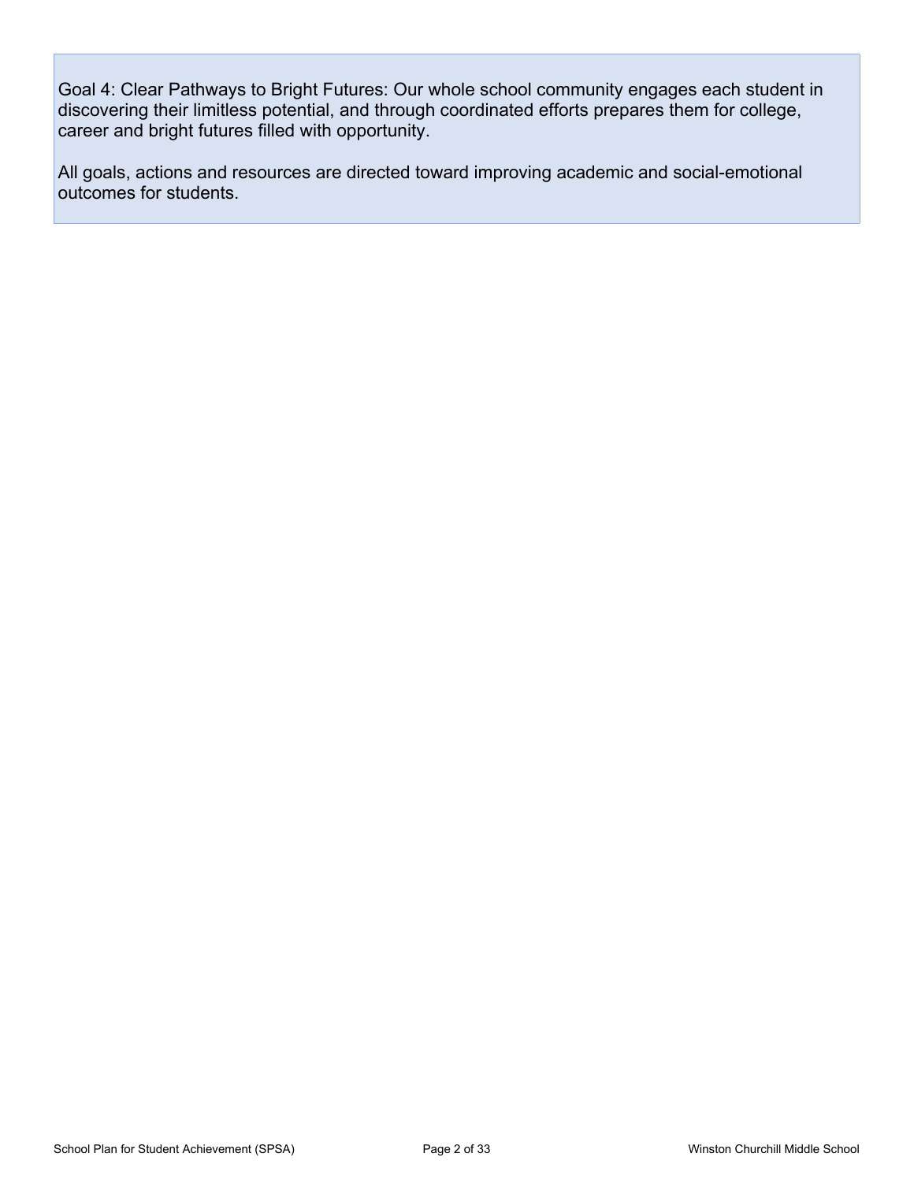Goal 4: Clear Pathways to Bright Futures: Our whole school community engages each student in discovering their limitless potential, and through coordinated efforts prepares them for college, career and bright futures filled with opportunity.

All goals, actions and resources are directed toward improving academic and social-emotional outcomes for students.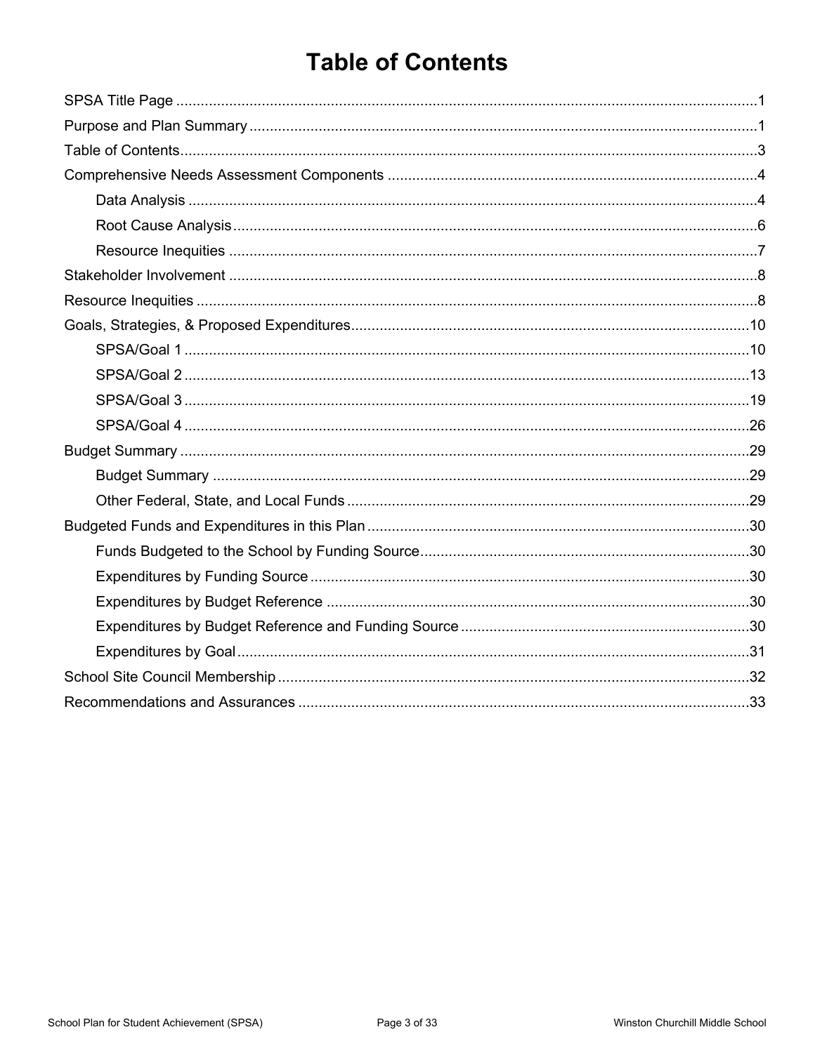# Table of Contents

- SPSA Title Page ....1
- Purpose and Plan Summary ....1
- Table of Contents ....3
- Comprehensive Needs Assessment Components ....4
  - Data Analysis ....4
  - Root Cause Analysis ....6
  - Resource Inequities ....7
- Stakeholder Involvement ....8
- Resource Inequities ....8
- Goals, Strategies, & Proposed Expenditures ....10
  - SPSA/Goal 1 ....10
  - SPSA/Goal 2 ....13
  - SPSA/Goal 3 ....19
  - SPSA/Goal 4 ....26
- Budget Summary ....29
  - Budget Summary ....29
  - Other Federal, State, and Local Funds ....29
- Budgeted Funds and Expenditures in this Plan ....30
  - Funds Budgeted to the School by Funding Source ....30
  - Expenditures by Funding Source ....30
  - Expenditures by Budget Reference ....30
  - Expenditures by Budget Reference and Funding Source ....30
  - Expenditures by Goal ....31
- School Site Council Membership ....32
- Recommendations and Assurances ....33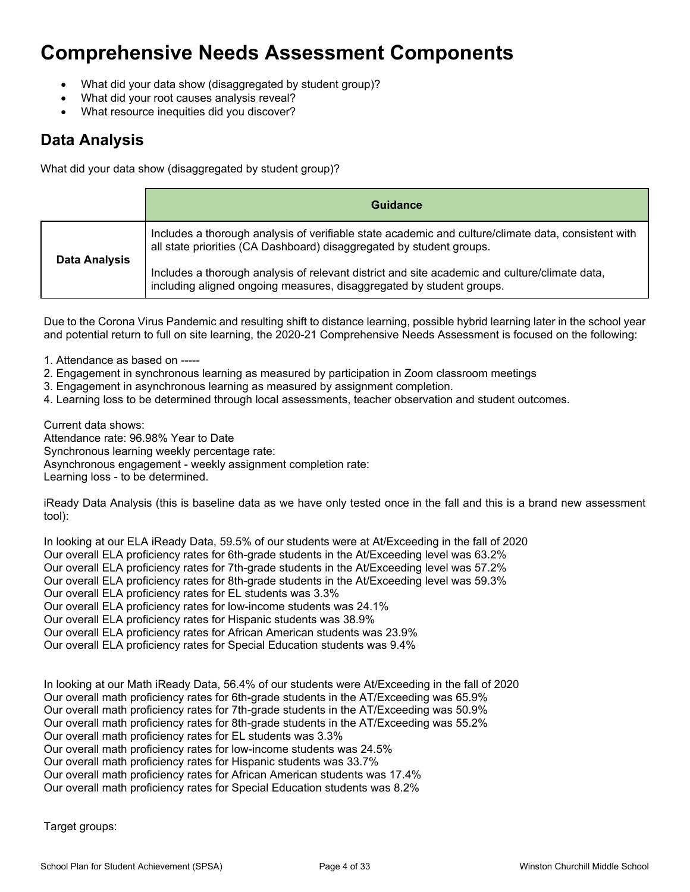# Comprehensive Needs Assessment Components

- What did your data show (disaggregated by student group)?
- What did your root causes analysis reveal?
- What resource inequities did you discover?

## Data Analysis

What did your data show (disaggregated by student group)?

| | Guidance |
|---|---|
| **Data Analysis** | Includes a thorough analysis of verifiable state academic and culture/climate data, consistent with all state priorities (CA Dashboard) disaggregated by student groups.<br><br>Includes a thorough analysis of relevant district and site academic and culture/climate data, including aligned ongoing measures, disaggregated by student groups. |

Due to the Corona Virus Pandemic and resulting shift to distance learning, possible hybrid learning later in the school year and potential return to full on site learning, the 2020-21 Comprehensive Needs Assessment is focused on the following:

1. Attendance as based on -----
2. Engagement in synchronous learning as measured by participation in Zoom classroom meetings
3. Engagement in asynchronous learning as measured by assignment completion.
4. Learning loss to be determined through local assessments, teacher observation and student outcomes.

Current data shows:
Attendance rate: 96.98% Year to Date
Synchronous learning weekly percentage rate:
Asynchronous engagement - weekly assignment completion rate:
Learning loss - to be determined.

iReady Data Analysis (this is baseline data as we have only tested once in the fall and this is a brand new assessment tool):

In looking at our ELA iReady Data, 59.5% of our students were at At/Exceeding in the fall of 2020
Our overall ELA proficiency rates for 6th-grade students in the At/Exceeding level was 63.2%
Our overall ELA proficiency rates for 7th-grade students in the At/Exceeding level was 57.2%
Our overall ELA proficiency rates for 8th-grade students in the At/Exceeding level was 59.3%
Our overall ELA proficiency rates for EL students was 3.3%
Our overall ELA proficiency rates for low-income students was 24.1%
Our overall ELA proficiency rates for Hispanic students was 38.9%
Our overall ELA proficiency rates for African American students was 23.9%
Our overall ELA proficiency rates for Special Education students was 9.4%

In looking at our Math iReady Data, 56.4% of our students were At/Exceeding in the fall of 2020
Our overall math proficiency rates for 6th-grade students in the AT/Exceeding was 65.9%
Our overall math proficiency rates for 7th-grade students in the AT/Exceeding was 50.9%
Our overall math proficiency rates for 8th-grade students in the AT/Exceeding was 55.2%
Our overall math proficiency rates for EL students was 3.3%
Our overall math proficiency rates for low-income students was 24.5%
Our overall math proficiency rates for Hispanic students was 33.7%
Our overall math proficiency rates for African American students was 17.4%
Our overall math proficiency rates for Special Education students was 8.2%

Target groups: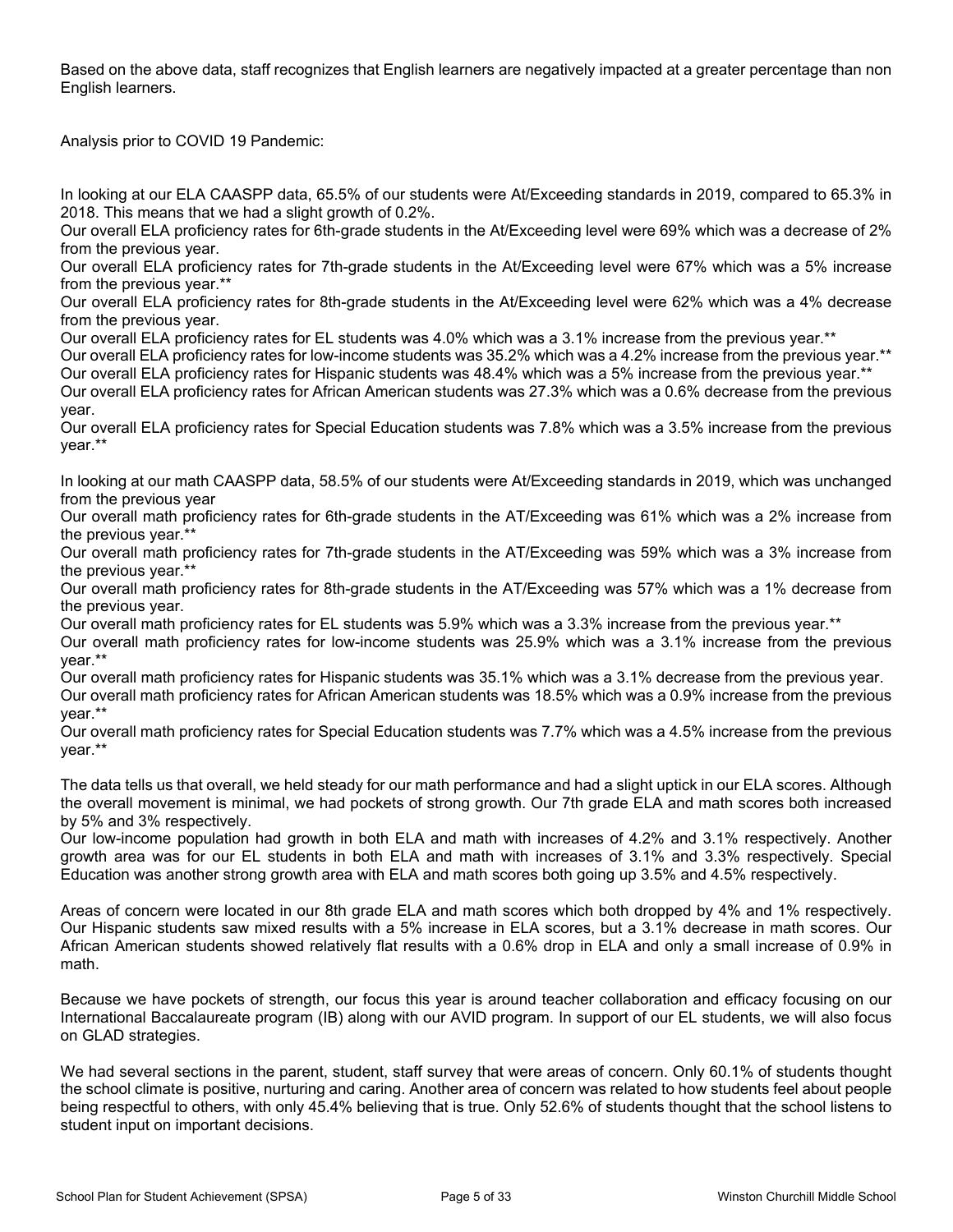Based on the above data, staff recognizes that English learners are negatively impacted at a greater percentage than non English learners.

Analysis prior to COVID 19 Pandemic:

In looking at our ELA CAASPP data, 65.5% of our students were At/Exceeding standards in 2019, compared to 65.3% in 2018. This means that we had a slight growth of 0.2%.
Our overall ELA proficiency rates for 6th-grade students in the At/Exceeding level were 69% which was a decrease of 2% from the previous year.
Our overall ELA proficiency rates for 7th-grade students in the At/Exceeding level were 67% which was a 5% increase from the previous year.**
Our overall ELA proficiency rates for 8th-grade students in the At/Exceeding level were 62% which was a 4% decrease from the previous year.
Our overall ELA proficiency rates for EL students was 4.0% which was a 3.1% increase from the previous year.**
Our overall ELA proficiency rates for low-income students was 35.2% which was a 4.2% increase from the previous year.**
Our overall ELA proficiency rates for Hispanic students was 48.4% which was a 5% increase from the previous year.**
Our overall ELA proficiency rates for African American students was 27.3% which was a 0.6% decrease from the previous year.
Our overall ELA proficiency rates for Special Education students was 7.8% which was a 3.5% increase from the previous year.**

In looking at our math CAASPP data, 58.5% of our students were At/Exceeding standards in 2019, which was unchanged from the previous year
Our overall math proficiency rates for 6th-grade students in the AT/Exceeding was 61% which was a 2% increase from the previous year.**
Our overall math proficiency rates for 7th-grade students in the AT/Exceeding was 59% which was a 3% increase from the previous year.**
Our overall math proficiency rates for 8th-grade students in the AT/Exceeding was 57% which was a 1% decrease from the previous year.
Our overall math proficiency rates for EL students was 5.9% which was a 3.3% increase from the previous year.**
Our overall math proficiency rates for low-income students was 25.9% which was a 3.1% increase from the previous year.**
Our overall math proficiency rates for Hispanic students was 35.1% which was a 3.1% decrease from the previous year.
Our overall math proficiency rates for African American students was 18.5% which was a 0.9% increase from the previous year.**
Our overall math proficiency rates for Special Education students was 7.7% which was a 4.5% increase from the previous year.**

The data tells us that overall, we held steady for our math performance and had a slight uptick in our ELA scores. Although the overall movement is minimal, we had pockets of strong growth. Our 7th grade ELA and math scores both increased by 5% and 3% respectively.
Our low-income population had growth in both ELA and math with increases of 4.2% and 3.1% respectively. Another growth area was for our EL students in both ELA and math with increases of 3.1% and 3.3% respectively. Special Education was another strong growth area with ELA and math scores both going up 3.5% and 4.5% respectively.

Areas of concern were located in our 8th grade ELA and math scores which both dropped by 4% and 1% respectively. Our Hispanic students saw mixed results with a 5% increase in ELA scores, but a 3.1% decrease in math scores. Our African American students showed relatively flat results with a 0.6% drop in ELA and only a small increase of 0.9% in math.

Because we have pockets of strength, our focus this year is around teacher collaboration and efficacy focusing on our International Baccalaureate program (IB) along with our AVID program. In support of our EL students, we will also focus on GLAD strategies.

We had several sections in the parent, student, staff survey that were areas of concern. Only 60.1% of students thought the school climate is positive, nurturing and caring. Another area of concern was related to how students feel about people being respectful to others, with only 45.4% believing that is true. Only 52.6% of students thought that the school listens to student input on important decisions.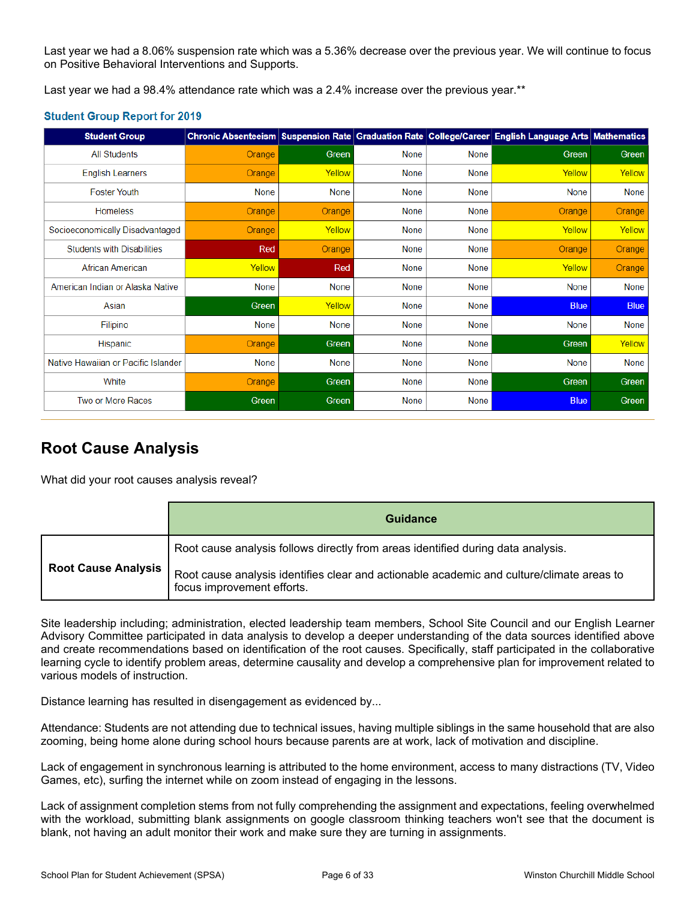Last year we had a 8.06% suspension rate which was a 5.36% decrease over the previous year. We will continue to focus on Positive Behavioral Interventions and Supports.

Last year we had a 98.4% attendance rate which was a 2.4% increase over the previous year.**

### Student Group Report for 2019

| Student Group | Chronic Absenteeism | Suspension Rate | Graduation Rate | College/Career | English Language Arts | Mathematics |
|---|---|---|---|---|---|---|
| All Students | Orange | Green | None | None | Green | Green |
| English Learners | Orange | Yellow | None | None | Yellow | Yellow |
| Foster Youth | None | None | None | None | None | None |
| Homeless | Orange | Orange | None | None | Orange | Orange |
| Socioeconomically Disadvantaged | Orange | Yellow | None | None | Yellow | Yellow |
| Students with Disabilities | Red | Orange | None | None | Orange | Orange |
| African American | Yellow | Red | None | None | Yellow | Orange |
| American Indian or Alaska Native | None | None | None | None | None | None |
| Asian | Green | Yellow | None | None | Blue | Blue |
| Filipino | None | None | None | None | None | None |
| Hispanic | Orange | Green | None | None | Green | Yellow |
| Native Hawaiian or Pacific Islander | None | None | None | None | None | None |
| White | Orange | Green | None | None | Green | Green |
| Two or More Races | Green | Green | None | None | Blue | Green |

## Root Cause Analysis

What did your root causes analysis reveal?

| | Guidance |
|---|---|
| **Root Cause Analysis** | Root cause analysis follows directly from areas identified during data analysis. Root cause analysis identifies clear and actionable academic and culture/climate areas to focus improvement efforts. |

Site leadership including; administration, elected leadership team members, School Site Council and our English Learner Advisory Committee participated in data analysis to develop a deeper understanding of the data sources identified above and create recommendations based on identification of the root causes. Specifically, staff participated in the collaborative learning cycle to identify problem areas, determine causality and develop a comprehensive plan for improvement related to various models of instruction.

Distance learning has resulted in disengagement as evidenced by...

Attendance: Students are not attending due to technical issues, having multiple siblings in the same household that are also zooming, being home alone during school hours because parents are at work, lack of motivation and discipline.

Lack of engagement in synchronous learning is attributed to the home environment, access to many distractions (TV, Video Games, etc), surfing the internet while on zoom instead of engaging in the lessons.

Lack of assignment completion stems from not fully comprehending the assignment and expectations, feeling overwhelmed with the workload, submitting blank assignments on google classroom thinking teachers won't see that the document is blank, not having an adult monitor their work and make sure they are turning in assignments.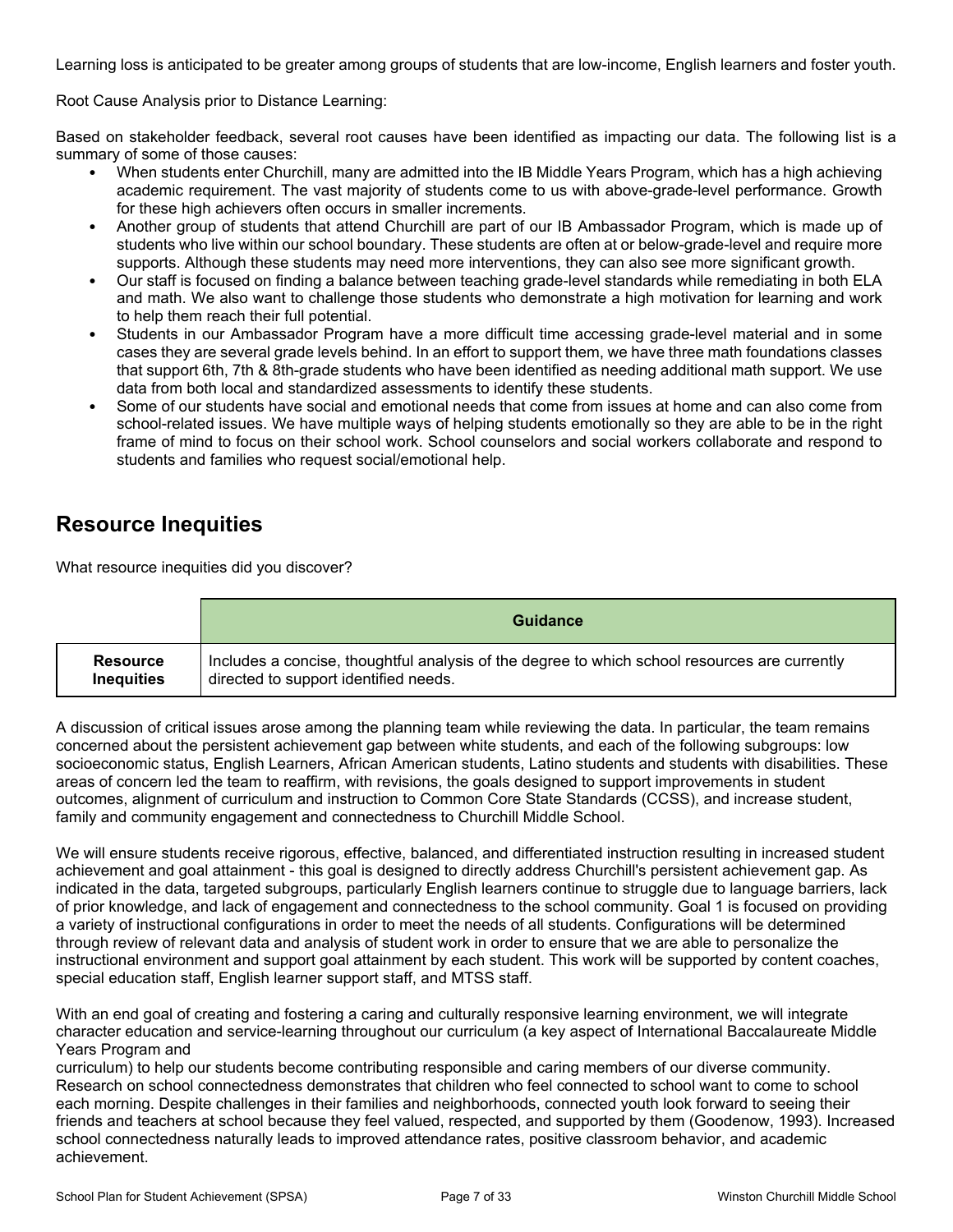Learning loss is anticipated to be greater among groups of students that are low-income, English learners and foster youth.

Root Cause Analysis prior to Distance Learning:

Based on stakeholder feedback, several root causes have been identified as impacting our data. The following list is a summary of some of those causes:

- When students enter Churchill, many are admitted into the IB Middle Years Program, which has a high achieving academic requirement. The vast majority of students come to us with above-grade-level performance. Growth for these high achievers often occurs in smaller increments.
- Another group of students that attend Churchill are part of our IB Ambassador Program, which is made up of students who live within our school boundary. These students are often at or below-grade-level and require more supports. Although these students may need more interventions, they can also see more significant growth.
- Our staff is focused on finding a balance between teaching grade-level standards while remediating in both ELA and math. We also want to challenge those students who demonstrate a high motivation for learning and work to help them reach their full potential.
- Students in our Ambassador Program have a more difficult time accessing grade-level material and in some cases they are several grade levels behind. In an effort to support them, we have three math foundations classes that support 6th, 7th & 8th-grade students who have been identified as needing additional math support. We use data from both local and standardized assessments to identify these students.
- Some of our students have social and emotional needs that come from issues at home and can also come from school-related issues. We have multiple ways of helping students emotionally so they are able to be in the right frame of mind to focus on their school work. School counselors and social workers collaborate and respond to students and families who request social/emotional help.

## Resource Inequities

What resource inequities did you discover?

| | Guidance |
|---|---|
| **Resource Inequities** | Includes a concise, thoughtful analysis of the degree to which school resources are currently directed to support identified needs. |

A discussion of critical issues arose among the planning team while reviewing the data. In particular, the team remains concerned about the persistent achievement gap between white students, and each of the following subgroups: low socioeconomic status, English Learners, African American students, Latino students and students with disabilities. These areas of concern led the team to reaffirm, with revisions, the goals designed to support improvements in student outcomes, alignment of curriculum and instruction to Common Core State Standards (CCSS), and increase student, family and community engagement and connectedness to Churchill Middle School.

We will ensure students receive rigorous, effective, balanced, and differentiated instruction resulting in increased student achievement and goal attainment - this goal is designed to directly address Churchill's persistent achievement gap. As indicated in the data, targeted subgroups, particularly English learners continue to struggle due to language barriers, lack of prior knowledge, and lack of engagement and connectedness to the school community. Goal 1 is focused on providing a variety of instructional configurations in order to meet the needs of all students. Configurations will be determined through review of relevant data and analysis of student work in order to ensure that we are able to personalize the instructional environment and support goal attainment by each student. This work will be supported by content coaches, special education staff, English learner support staff, and MTSS staff.

With an end goal of creating and fostering a caring and culturally responsive learning environment, we will integrate character education and service-learning throughout our curriculum (a key aspect of International Baccalaureate Middle Years Program and
curriculum) to help our students become contributing responsible and caring members of our diverse community. Research on school connectedness demonstrates that children who feel connected to school want to come to school each morning. Despite challenges in their families and neighborhoods, connected youth look forward to seeing their friends and teachers at school because they feel valued, respected, and supported by them (Goodenow, 1993). Increased school connectedness naturally leads to improved attendance rates, positive classroom behavior, and academic achievement.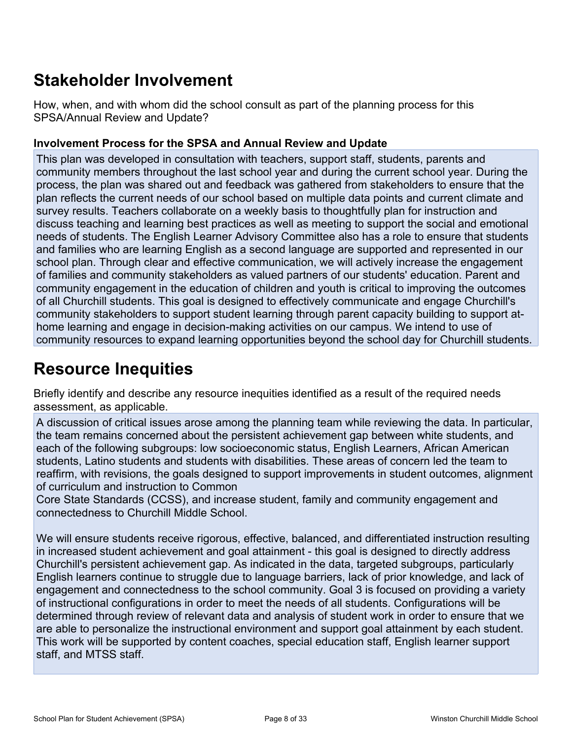# Stakeholder Involvement

How, when, and with whom did the school consult as part of the planning process for this SPSA/Annual Review and Update?

### Involvement Process for the SPSA and Annual Review and Update

This plan was developed in consultation with teachers, support staff, students, parents and community members throughout the last school year and during the current school year. During the process, the plan was shared out and feedback was gathered from stakeholders to ensure that the plan reflects the current needs of our school based on multiple data points and current climate and survey results. Teachers collaborate on a weekly basis to thoughtfully plan for instruction and discuss teaching and learning best practices as well as meeting to support the social and emotional needs of students. The English Learner Advisory Committee also has a role to ensure that students and families who are learning English as a second language are supported and represented in our school plan. Through clear and effective communication, we will actively increase the engagement of families and community stakeholders as valued partners of our students' education. Parent and community engagement in the education of children and youth is critical to improving the outcomes of all Churchill students. This goal is designed to effectively communicate and engage Churchill's community stakeholders to support student learning through parent capacity building to support at-home learning and engage in decision-making activities on our campus. We intend to use of community resources to expand learning opportunities beyond the school day for Churchill students.

# Resource Inequities

Briefly identify and describe any resource inequities identified as a result of the required needs assessment, as applicable.

A discussion of critical issues arose among the planning team while reviewing the data. In particular, the team remains concerned about the persistent achievement gap between white students, and each of the following subgroups: low socioeconomic status, English Learners, African American students, Latino students and students with disabilities. These areas of concern led the team to reaffirm, with revisions, the goals designed to support improvements in student outcomes, alignment of curriculum and instruction to Common
Core State Standards (CCSS), and increase student, family and community engagement and connectedness to Churchill Middle School.

We will ensure students receive rigorous, effective, balanced, and differentiated instruction resulting in increased student achievement and goal attainment - this goal is designed to directly address Churchill's persistent achievement gap. As indicated in the data, targeted subgroups, particularly English learners continue to struggle due to language barriers, lack of prior knowledge, and lack of engagement and connectedness to the school community. Goal 3 is focused on providing a variety of instructional configurations in order to meet the needs of all students. Configurations will be determined through review of relevant data and analysis of student work in order to ensure that we are able to personalize the instructional environment and support goal attainment by each student. This work will be supported by content coaches, special education staff, English learner support staff, and MTSS staff.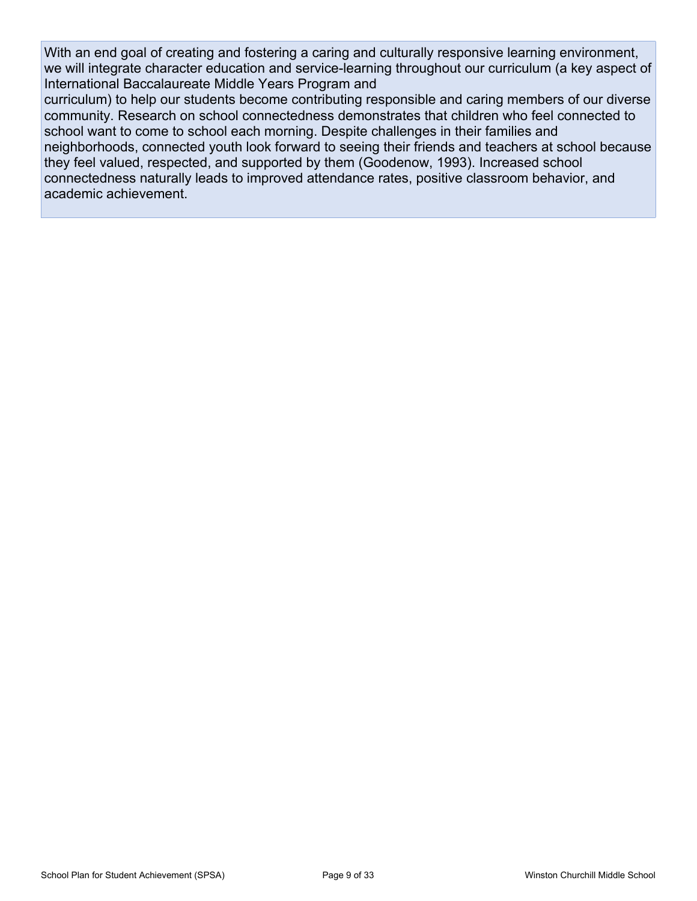With an end goal of creating and fostering a caring and culturally responsive learning environment, we will integrate character education and service-learning throughout our curriculum (a key aspect of International Baccalaureate Middle Years Program and curriculum) to help our students become contributing responsible and caring members of our diverse community. Research on school connectedness demonstrates that children who feel connected to school want to come to school each morning. Despite challenges in their families and neighborhoods, connected youth look forward to seeing their friends and teachers at school because they feel valued, respected, and supported by them (Goodenow, 1993). Increased school connectedness naturally leads to improved attendance rates, positive classroom behavior, and academic achievement.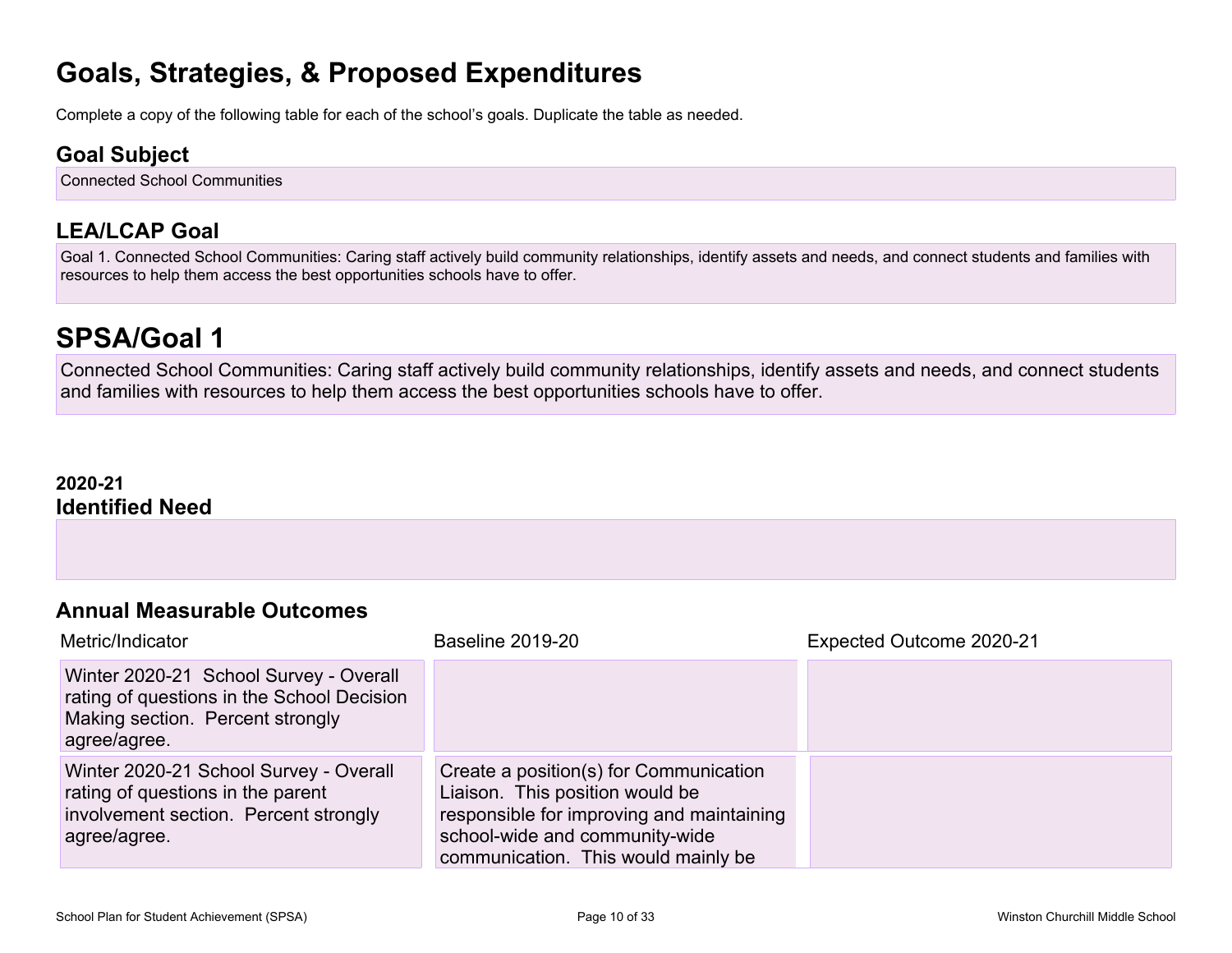# Goals, Strategies, & Proposed Expenditures

Complete a copy of the following table for each of the school's goals. Duplicate the table as needed.

## Goal Subject

Connected School Communities

## LEA/LCAP Goal

Goal 1. Connected School Communities: Caring staff actively build community relationships, identify assets and needs, and connect students and families with resources to help them access the best opportunities schools have to offer.

# SPSA/Goal 1

Connected School Communities: Caring staff actively build community relationships, identify assets and needs, and connect students and families with resources to help them access the best opportunities schools have to offer.

### 2020-21
## Identified Need

## Annual Measurable Outcomes

| Metric/Indicator | Baseline 2019-20 | Expected Outcome 2020-21 |
| --- | --- | --- |
| Winter 2020-21 School Survey - Overall rating of questions in the School Decision Making section. Percent strongly agree/agree. | | |
| Winter 2020-21 School Survey - Overall rating of questions in the parent involvement section. Percent strongly agree/agree. | Create a position(s) for Communication Liaison. This position would be responsible for improving and maintaining school-wide and community-wide communication. This would mainly be | |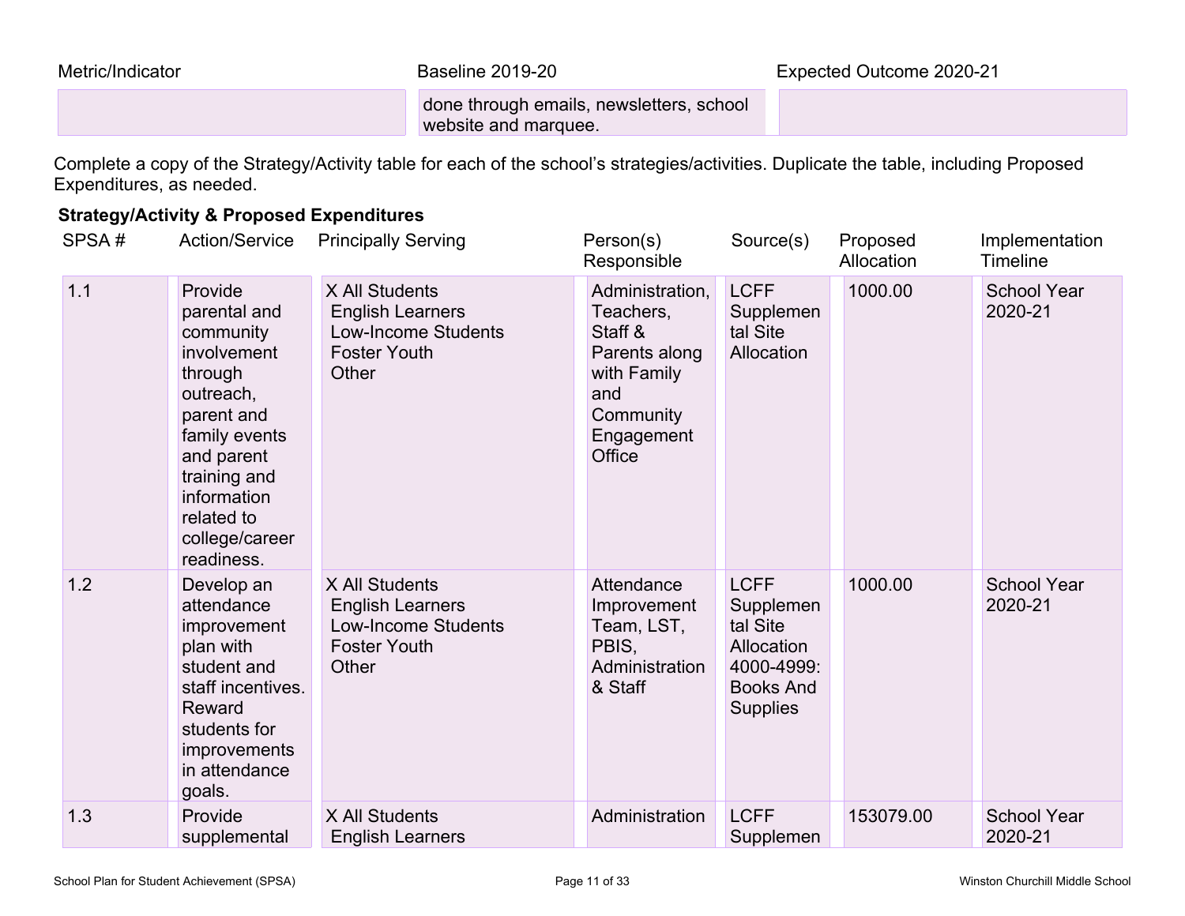| Metric/Indicator | Baseline 2019-20 | Expected Outcome 2020-21 |
| --- | --- | --- |
| | done through emails, newsletters, school website and marquee. | |

Complete a copy of the Strategy/Activity table for each of the school's strategies/activities. Duplicate the table, including Proposed Expenditures, as needed.

**Strategy/Activity & Proposed Expenditures**

| SPSA # | Action/Service | Principally Serving | Person(s) Responsible | Source(s) | Proposed Allocation | Implementation Timeline |
| --- | --- | --- | --- | --- | --- | --- |
| 1.1 | Provide parental and community involvement through outreach, parent and family events and parent training and information related to college/career readiness. | X All Students<br>English Learners<br>Low-Income Students<br>Foster Youth<br>Other | Administration, Teachers, Staff & Parents along with Family and Community Engagement Office | LCFF Supplemental Site Allocation | 1000.00 | School Year 2020-21 |
| 1.2 | Develop an attendance improvement plan with student and staff incentives. Reward students for improvements in attendance goals. | X All Students<br>English Learners<br>Low-Income Students<br>Foster Youth<br>Other | Attendance Improvement Team, LST, PBIS, Administration & Staff | LCFF Supplemental Site Allocation 4000-4999: Books And Supplies | 1000.00 | School Year 2020-21 |
| 1.3 | Provide supplemental | X All Students<br>English Learners | Administration | LCFF Supplemen | 153079.00 | School Year 2020-21 |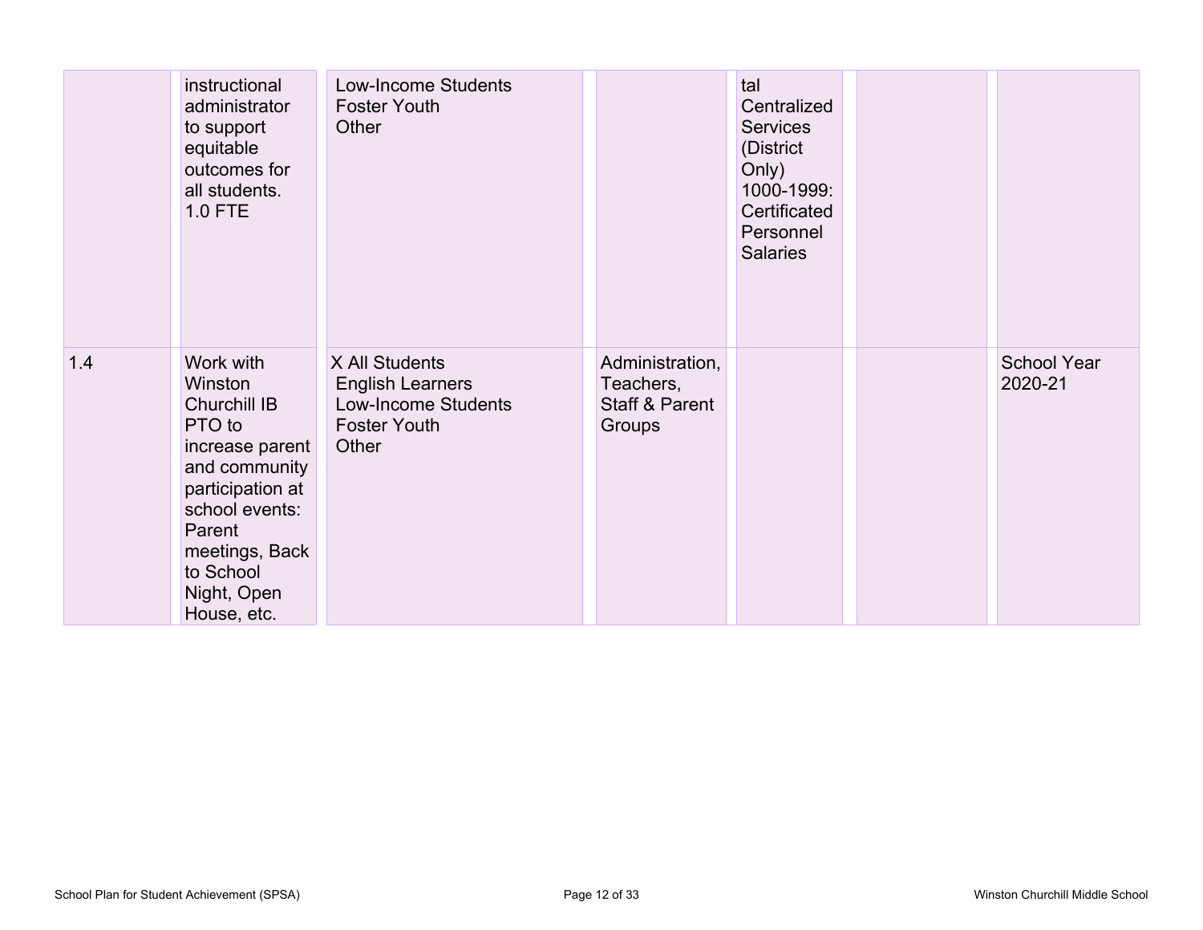| | | | | | | |
|---|---|---|---|---|---|---|
| | instructional administrator to support equitable outcomes for all students. 1.0 FTE | Low-Income Students<br>Foster Youth<br>Other | | tal Centralized Services (District Only) 1000-1999: Certificated Personnel Salaries | | |
| 1.4 | Work with Winston Churchill IB PTO to increase parent and community participation at school events: Parent meetings, Back to School Night, Open House, etc. | X All Students<br>English Learners<br>Low-Income Students<br>Foster Youth<br>Other | Administration, Teachers, Staff & Parent Groups | | | School Year 2020-21 |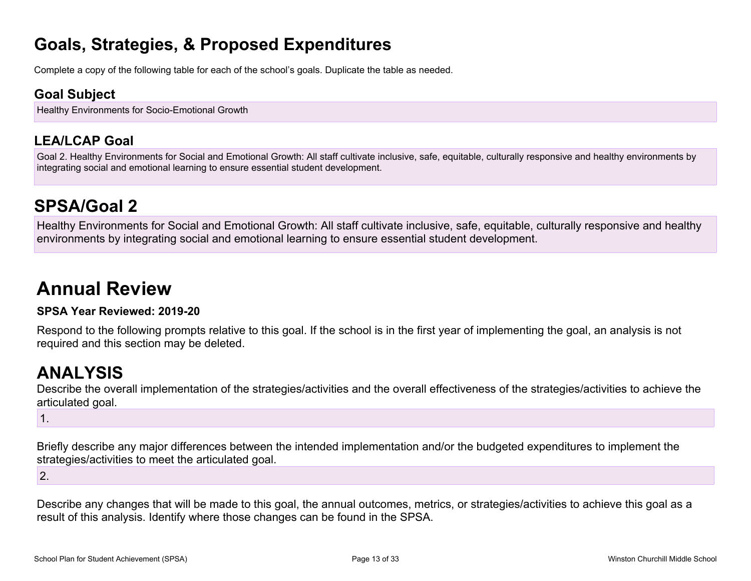# Goals, Strategies, & Proposed Expenditures

Complete a copy of the following table for each of the school's goals. Duplicate the table as needed.

## Goal Subject

Healthy Environments for Socio-Emotional Growth

## LEA/LCAP Goal

Goal 2. Healthy Environments for Social and Emotional Growth: All staff cultivate inclusive, safe, equitable, culturally responsive and healthy environments by integrating social and emotional learning to ensure essential student development.

# SPSA/Goal 2

Healthy Environments for Social and Emotional Growth: All staff cultivate inclusive, safe, equitable, culturally responsive and healthy environments by integrating social and emotional learning to ensure essential student development.

# Annual Review

**SPSA Year Reviewed: 2019-20**

Respond to the following prompts relative to this goal. If the school is in the first year of implementing the goal, an analysis is not required and this section may be deleted.

# ANALYSIS

Describe the overall implementation of the strategies/activities and the overall effectiveness of the strategies/activities to achieve the articulated goal.

1.

Briefly describe any major differences between the intended implementation and/or the budgeted expenditures to implement the strategies/activities to meet the articulated goal.

2.

Describe any changes that will be made to this goal, the annual outcomes, metrics, or strategies/activities to achieve this goal as a result of this analysis. Identify where those changes can be found in the SPSA.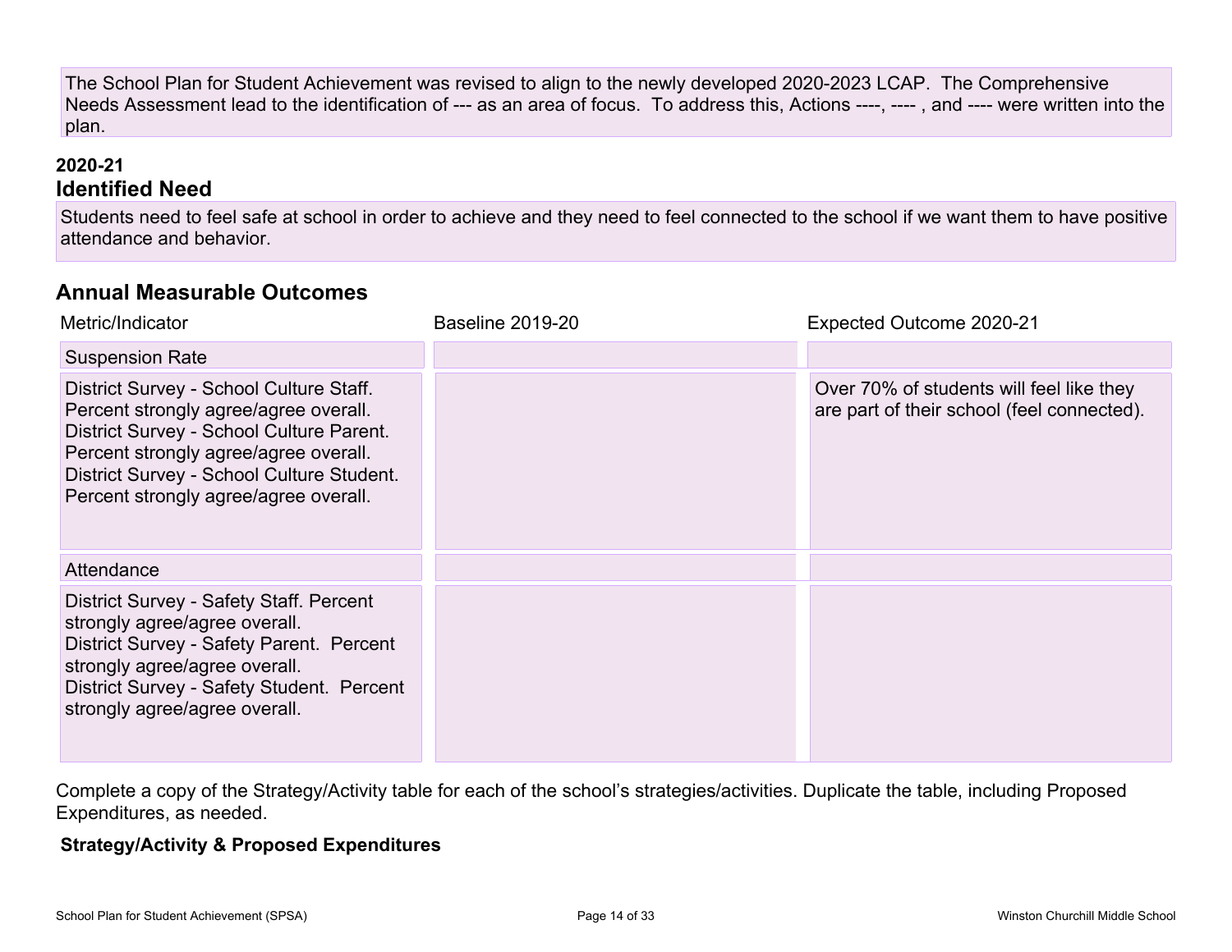The School Plan for Student Achievement was revised to align to the newly developed 2020-2023 LCAP. The Comprehensive Needs Assessment lead to the identification of --- as an area of focus. To address this, Actions ----, ---- , and ---- were written into the plan.

**2020-21**

## Identified Need

Students need to feel safe at school in order to achieve and they need to feel connected to the school if we want them to have positive attendance and behavior.

## Annual Measurable Outcomes

| Metric/Indicator | Baseline 2019-20 | Expected Outcome 2020-21 |
| --- | --- | --- |
| Suspension Rate | | |
| District Survey - School Culture Staff. Percent strongly agree/agree overall.<br>District Survey - School Culture Parent. Percent strongly agree/agree overall.<br>District Survey - School Culture Student. Percent strongly agree/agree overall. | | Over 70% of students will feel like they are part of their school (feel connected). |
| Attendance | | |
| District Survey - Safety Staff. Percent strongly agree/agree overall.<br>District Survey - Safety Parent. Percent strongly agree/agree overall.<br>District Survey - Safety Student. Percent strongly agree/agree overall. | | |

Complete a copy of the Strategy/Activity table for each of the school's strategies/activities. Duplicate the table, including Proposed Expenditures, as needed.

**Strategy/Activity & Proposed Expenditures**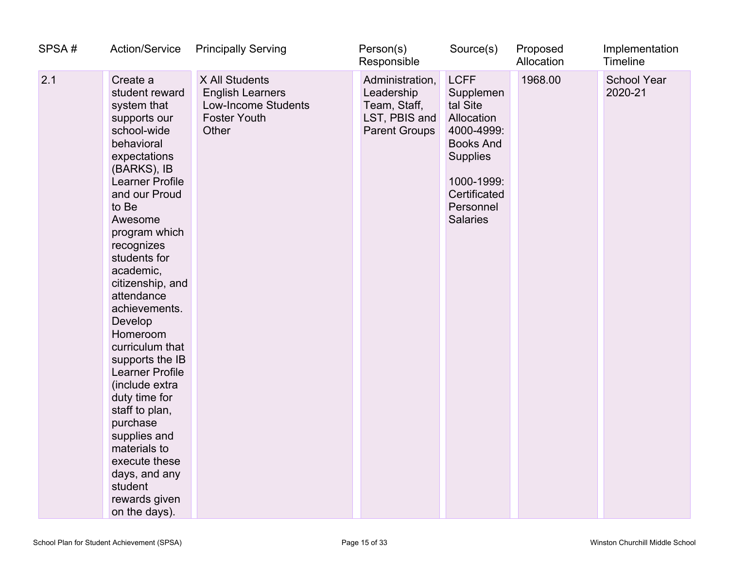| SPSA # | Action/Service | Principally Serving | Person(s) Responsible | Source(s) | Proposed Allocation | Implementation Timeline |
|---|---|---|---|---|---|---|
| 2.1 | Create a student reward system that supports our school-wide behavioral expectations (BARKS), IB Learner Profile and our Proud to Be Awesome program which recognizes students for academic, citizenship, and attendance achievements. Develop Homeroom curriculum that supports the IB Learner Profile (include extra duty time for staff to plan, purchase supplies and materials to execute these days, and any student rewards given on the days). | X All Students<br>English Learners<br>Low-Income Students<br>Foster Youth<br>Other | Administration, Leadership Team, Staff, LST, PBIS and Parent Groups | LCFF Supplemental Site Allocation 4000-4999: Books And Supplies<br><br>1000-1999: Certificated Personnel Salaries | 1968.00 | School Year 2020-21 |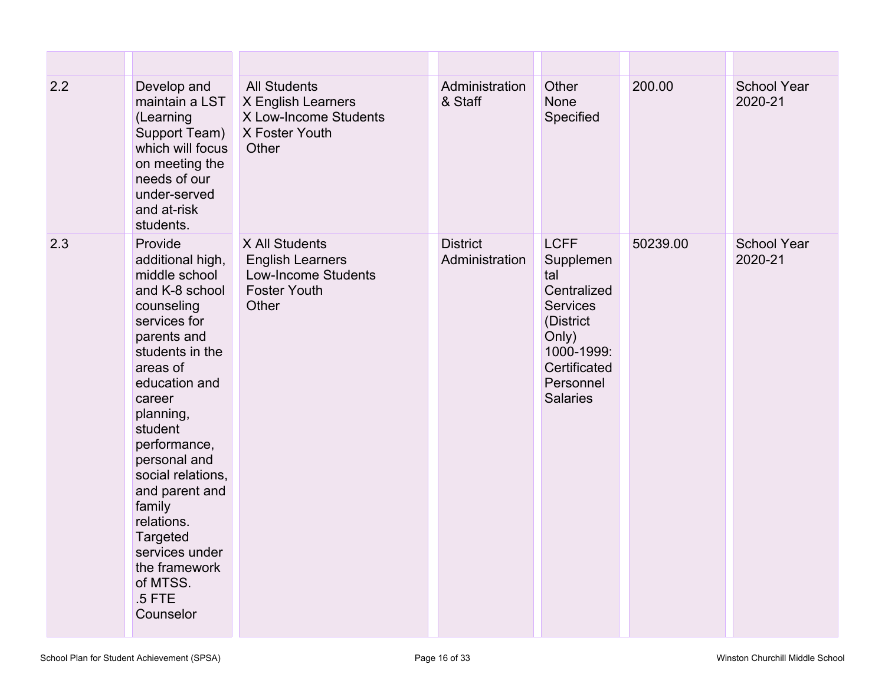| | | | | | | |
|---|---|---|---|---|---|---|
| 2.2 | Develop and maintain a LST (Learning Support Team) which will focus on meeting the needs of our under-served and at-risk students. | All Students<br>X English Learners<br>X Low-Income Students<br>X Foster Youth<br>Other | Administration & Staff | Other<br>None Specified | 200.00 | School Year 2020-21 |
| 2.3 | Provide additional high, middle school and K-8 school counseling services for parents and students in the areas of education and career planning, student performance, personal and social relations, and parent and family relations. Targeted services under the framework of MTSS.<br>.5 FTE Counselor | X All Students<br>English Learners<br>Low-Income Students<br>Foster Youth<br>Other | District Administration | LCFF Supplemental Centralized Services (District Only)<br>1000-1999: Certificated Personnel Salaries | 50239.00 | School Year 2020-21 |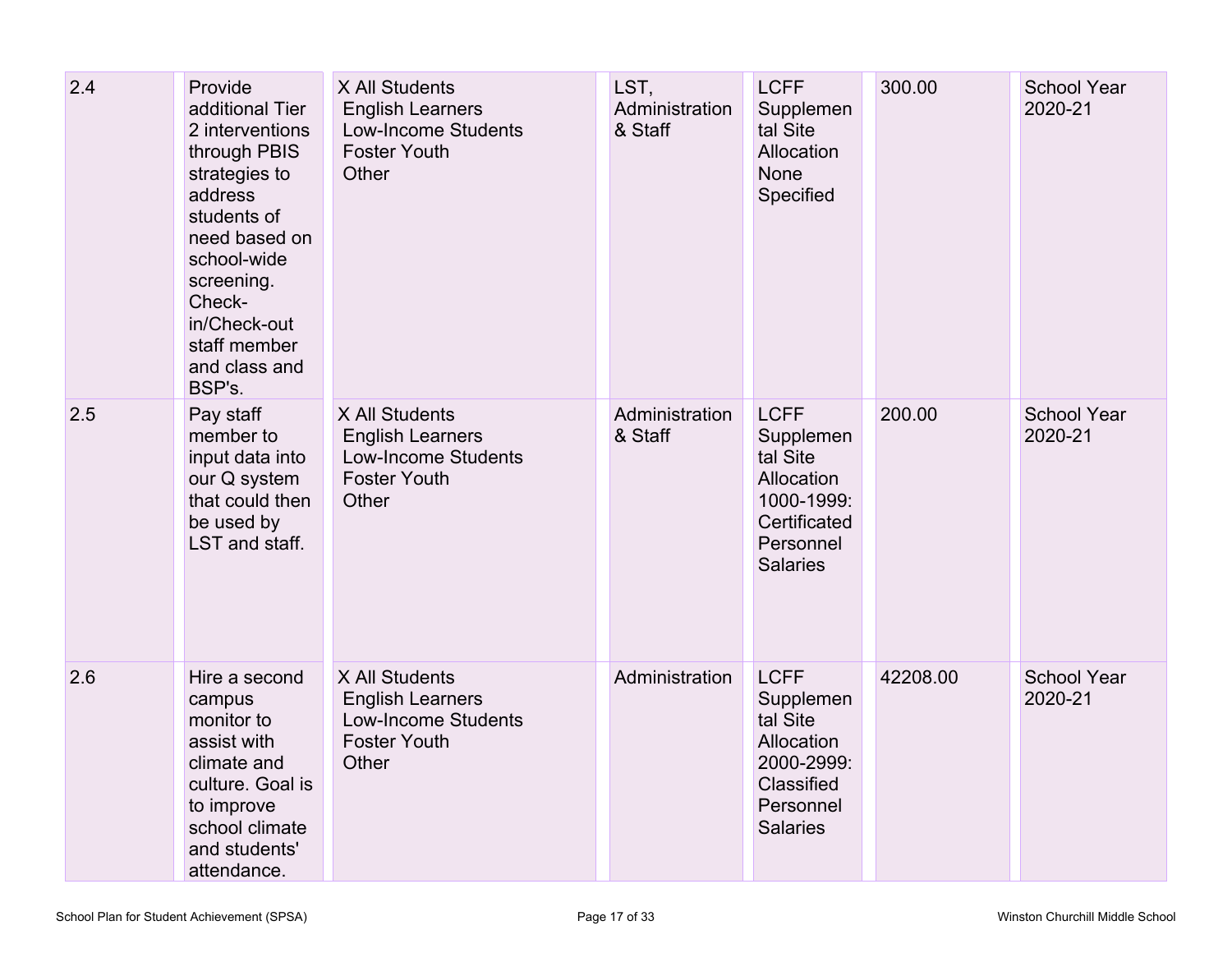| 2.4 | Provide additional Tier 2 interventions through PBIS strategies to address students of need based on school-wide screening. Check-in/Check-out staff member and class and BSP's. | X All Students<br>English Learners<br>Low-Income Students<br>Foster Youth<br>Other | LST, Administration & Staff | LCFF Supplemental Site Allocation<br>None Specified | 300.00 | School Year 2020-21 |
|---|---|---|---|---|---|---|
| 2.5 | Pay staff member to input data into our Q system that could then be used by LST and staff. | X All Students<br>English Learners<br>Low-Income Students<br>Foster Youth<br>Other | Administration & Staff | LCFF Supplemental Site Allocation<br>1000-1999: Certificated Personnel Salaries | 200.00 | School Year 2020-21 |
| 2.6 | Hire a second campus monitor to assist with climate and culture. Goal is to improve school climate and students' attendance. | X All Students<br>English Learners<br>Low-Income Students<br>Foster Youth<br>Other | Administration | LCFF Supplemental Site Allocation<br>2000-2999: Classified Personnel Salaries | 42208.00 | School Year 2020-21 |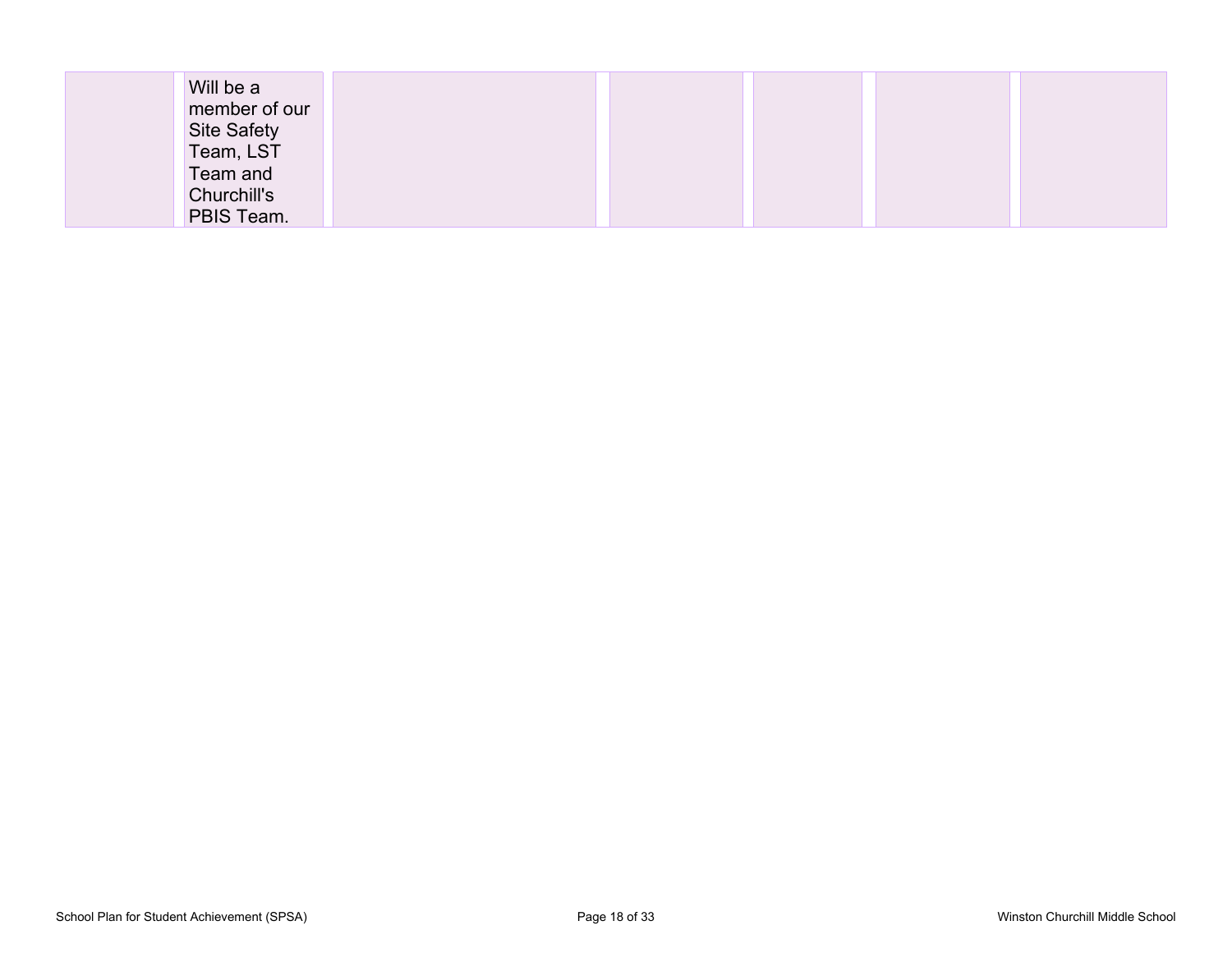|  | Will be a member of our Site Safety Team, LST Team and Churchill's PBIS Team. |  |  |  |  |  |
|---|---|---|---|---|---|---|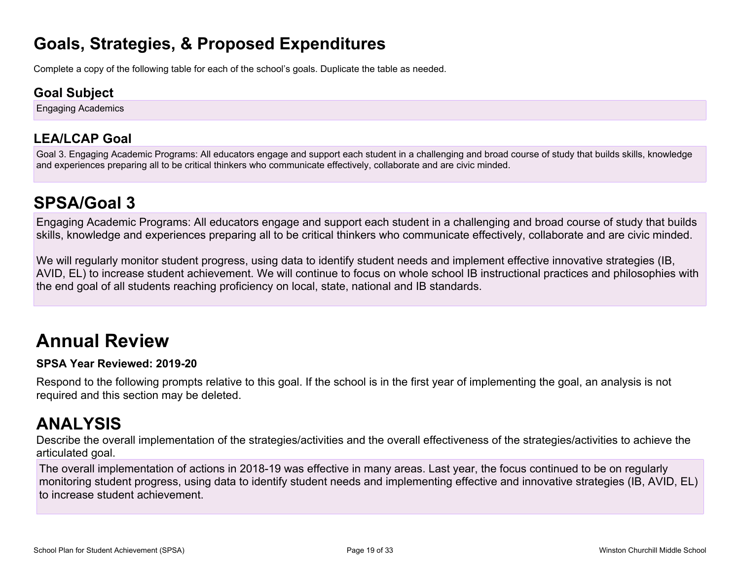# Goals, Strategies, & Proposed Expenditures

Complete a copy of the following table for each of the school's goals. Duplicate the table as needed.

### Goal Subject

Engaging Academics

### LEA/LCAP Goal

Goal 3. Engaging Academic Programs: All educators engage and support each student in a challenging and broad course of study that builds skills, knowledge and experiences preparing all to be critical thinkers who communicate effectively, collaborate and are civic minded.

## SPSA/Goal 3

Engaging Academic Programs: All educators engage and support each student in a challenging and broad course of study that builds skills, knowledge and experiences preparing all to be critical thinkers who communicate effectively, collaborate and are civic minded.

We will regularly monitor student progress, using data to identify student needs and implement effective innovative strategies (IB, AVID, EL) to increase student achievement. We will continue to focus on whole school IB instructional practices and philosophies with the end goal of all students reaching proficiency on local, state, national and IB standards.

# Annual Review

**SPSA Year Reviewed: 2019-20**

Respond to the following prompts relative to this goal. If the school is in the first year of implementing the goal, an analysis is not required and this section may be deleted.

## ANALYSIS

Describe the overall implementation of the strategies/activities and the overall effectiveness of the strategies/activities to achieve the articulated goal.

The overall implementation of actions in 2018-19 was effective in many areas. Last year, the focus continued to be on regularly monitoring student progress, using data to identify student needs and implementing effective and innovative strategies (IB, AVID, EL) to increase student achievement.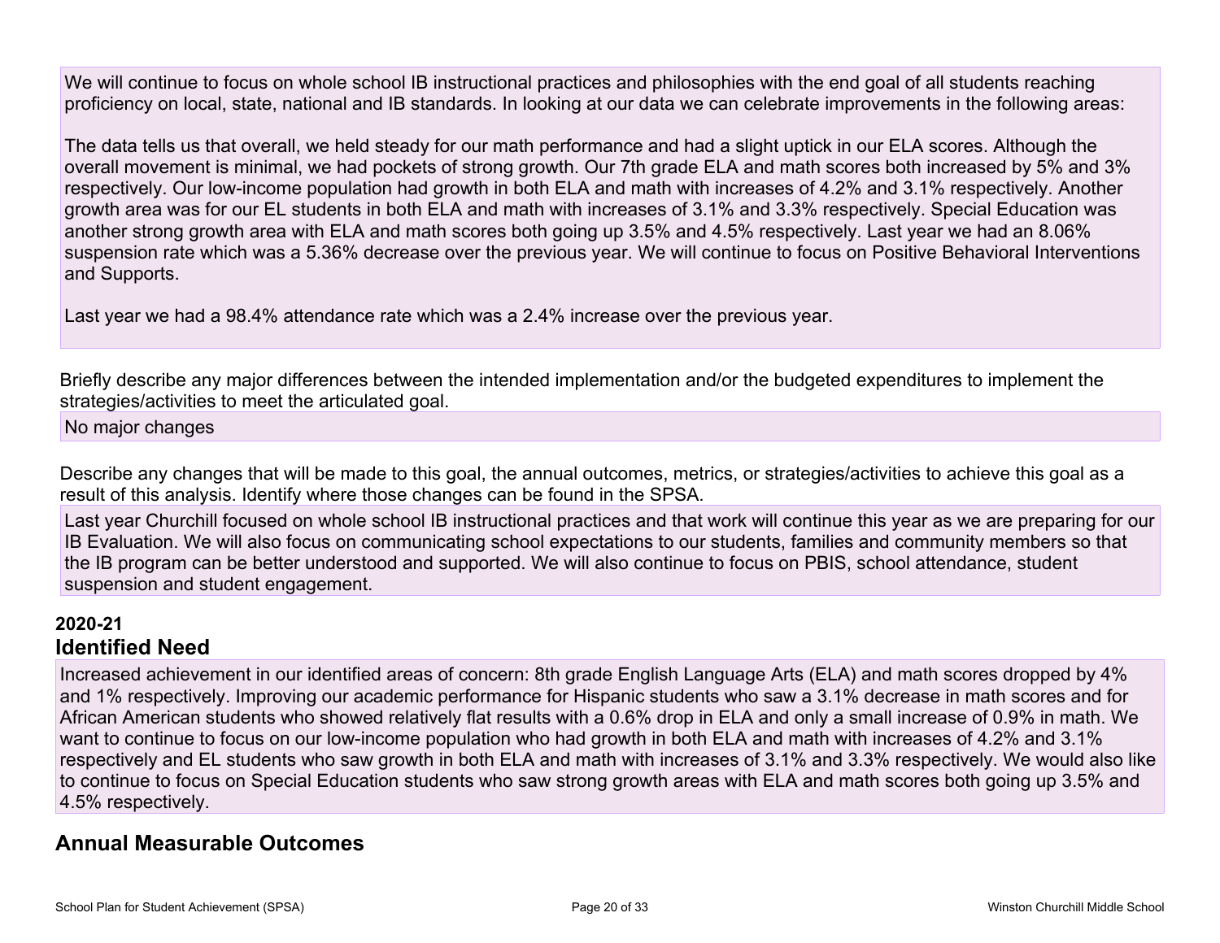We will continue to focus on whole school IB instructional practices and philosophies with the end goal of all students reaching proficiency on local, state, national and IB standards. In looking at our data we can celebrate improvements in the following areas:

The data tells us that overall, we held steady for our math performance and had a slight uptick in our ELA scores. Although the overall movement is minimal, we had pockets of strong growth. Our 7th grade ELA and math scores both increased by 5% and 3% respectively. Our low-income population had growth in both ELA and math with increases of 4.2% and 3.1% respectively. Another growth area was for our EL students in both ELA and math with increases of 3.1% and 3.3% respectively. Special Education was another strong growth area with ELA and math scores both going up 3.5% and 4.5% respectively. Last year we had an 8.06% suspension rate which was a 5.36% decrease over the previous year. We will continue to focus on Positive Behavioral Interventions and Supports.

Last year we had a 98.4% attendance rate which was a 2.4% increase over the previous year.

Briefly describe any major differences between the intended implementation and/or the budgeted expenditures to implement the strategies/activities to meet the articulated goal.

No major changes

Describe any changes that will be made to this goal, the annual outcomes, metrics, or strategies/activities to achieve this goal as a result of this analysis. Identify where those changes can be found in the SPSA.

Last year Churchill focused on whole school IB instructional practices and that work will continue this year as we are preparing for our IB Evaluation. We will also focus on communicating school expectations to our students, families and community members so that the IB program can be better understood and supported. We will also continue to focus on PBIS, school attendance, student suspension and student engagement.

**2020-21**

## Identified Need

Increased achievement in our identified areas of concern: 8th grade English Language Arts (ELA) and math scores dropped by 4% and 1% respectively. Improving our academic performance for Hispanic students who saw a 3.1% decrease in math scores and for African American students who showed relatively flat results with a 0.6% drop in ELA and only a small increase of 0.9% in math. We want to continue to focus on our low-income population who had growth in both ELA and math with increases of 4.2% and 3.1% respectively and EL students who saw growth in both ELA and math with increases of 3.1% and 3.3% respectively. We would also like to continue to focus on Special Education students who saw strong growth areas with ELA and math scores both going up 3.5% and 4.5% respectively.

## Annual Measurable Outcomes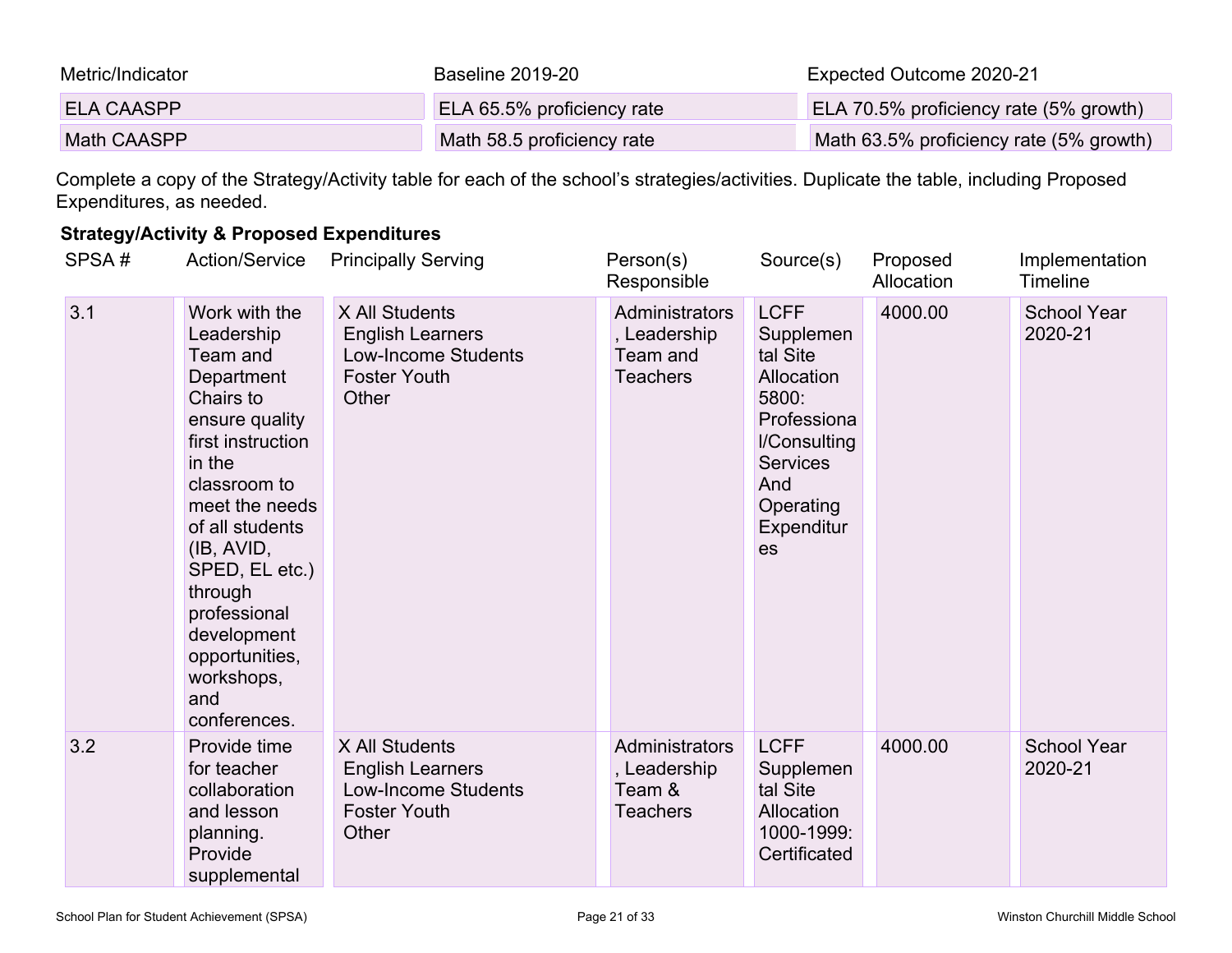| Metric/Indicator | Baseline 2019-20 | Expected Outcome 2020-21 |
|---|---|---|
| ELA CAASPP | ELA 65.5% proficiency rate | ELA 70.5% proficiency rate (5% growth) |
| Math CAASPP | Math 58.5 proficiency rate | Math 63.5% proficiency rate (5% growth) |

Complete a copy of the Strategy/Activity table for each of the school's strategies/activities. Duplicate the table, including Proposed Expenditures, as needed.

**Strategy/Activity & Proposed Expenditures**

| SPSA # | Action/Service | Principally Serving | Person(s) Responsible | Source(s) | Proposed Allocation | Implementation Timeline |
|---|---|---|---|---|---|---|
| 3.1 | Work with the Leadership Team and Department Chairs to ensure quality first instruction in the classroom to meet the needs of all students (IB, AVID, SPED, EL etc.) through professional development opportunities, workshops, and conferences. | X All Students<br>English Learners<br>Low-Income Students<br>Foster Youth<br>Other | Administrators, Leadership Team and Teachers | LCFF Supplemental Site Allocation 5800: Professional/Consulting Services And Operating Expenditures | 4000.00 | School Year 2020-21 |
| 3.2 | Provide time for teacher collaboration and lesson planning. Provide supplemental | X All Students<br>English Learners<br>Low-Income Students<br>Foster Youth<br>Other | Administrators, Leadership Team & Teachers | LCFF Supplemental Site Allocation 1000-1999: Certificated | 4000.00 | School Year 2020-21 |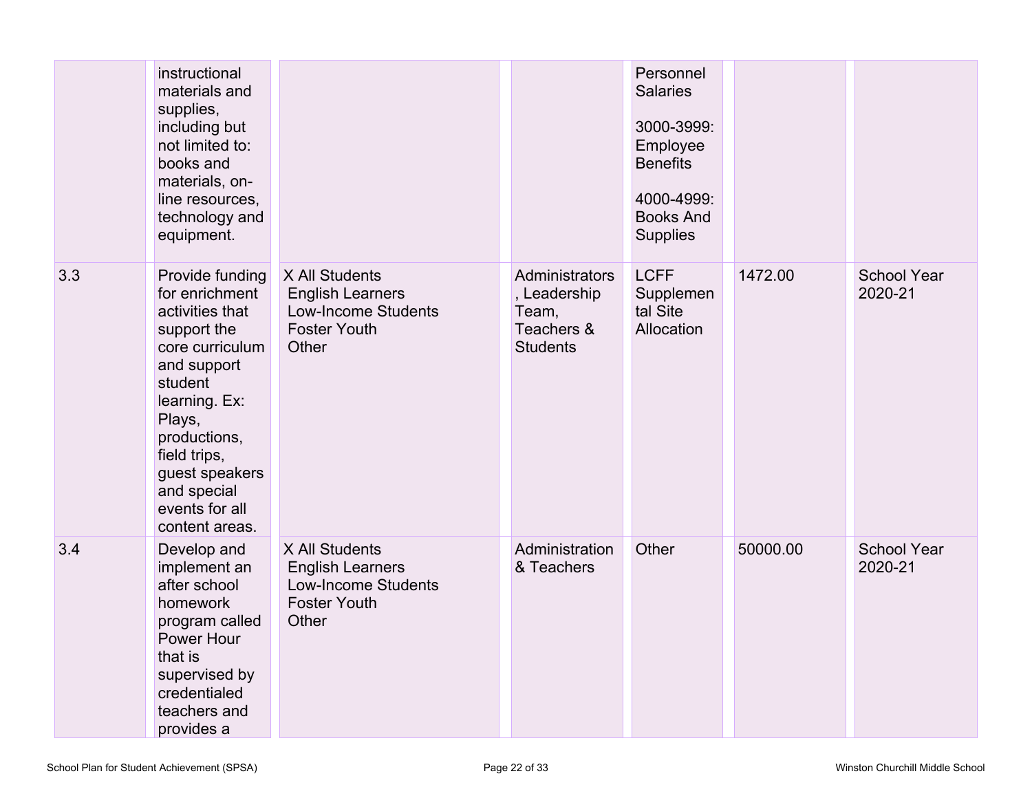| | | | | | | |
|---|---|---|---|---|---|---|
| | instructional materials and supplies, including but not limited to: books and materials, on-line resources, technology and equipment. | | | Personnel Salaries<br><br>3000-3999: Employee Benefits<br><br>4000-4999: Books And Supplies | | |
| 3.3 | Provide funding for enrichment activities that support the core curriculum and support student learning. Ex: Plays, productions, field trips, guest speakers and special events for all content areas. | X All Students<br>English Learners<br>Low-Income Students<br>Foster Youth<br>Other | Administrators, Leadership Team, Teachers & Students | LCFF Supplemental Site Allocation | 1472.00 | School Year 2020-21 |
| 3.4 | Develop and implement an after school homework program called Power Hour that is supervised by credentialed teachers and provides a | X All Students<br>English Learners<br>Low-Income Students<br>Foster Youth<br>Other | Administration & Teachers | Other | 50000.00 | School Year 2020-21 |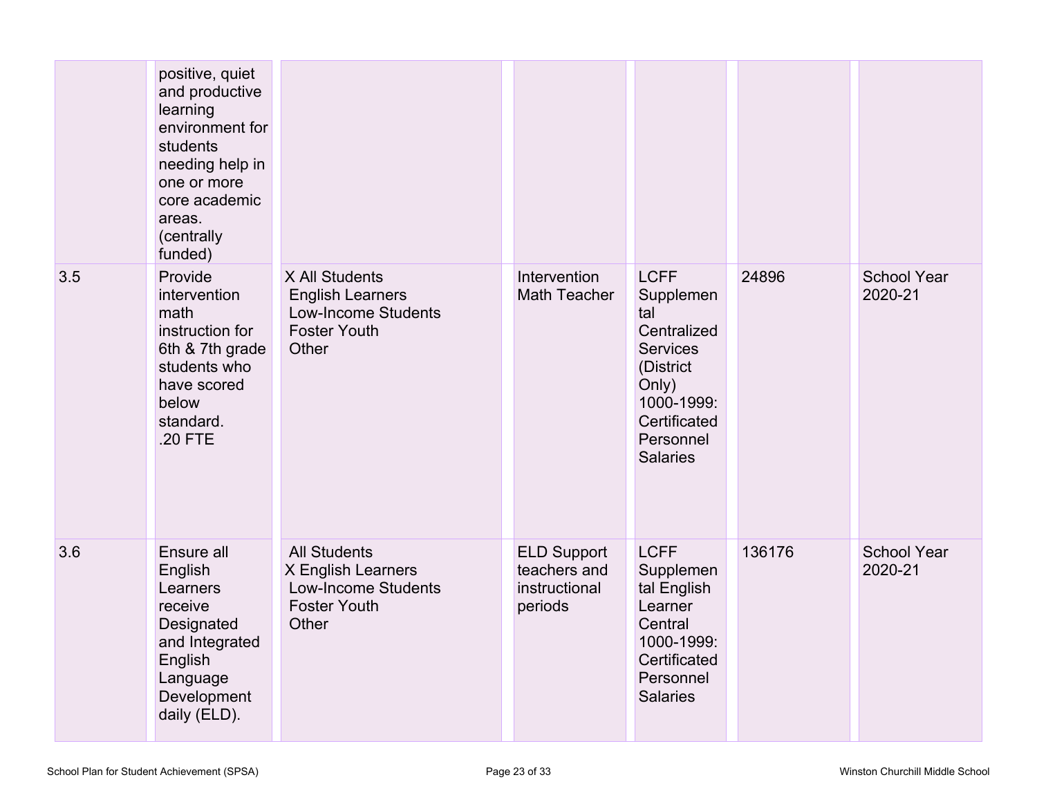| | | | | | | |
|---|---|---|---|---|---|---|
| | positive, quiet and productive learning environment for students needing help in one or more core academic areas. (centrally funded) | | | | | |
| 3.5 | Provide intervention math instruction for 6th & 7th grade students who have scored below standard. .20 FTE | X All Students<br>English Learners<br>Low-Income Students<br>Foster Youth<br>Other | Intervention Math Teacher | LCFF Supplemental Centralized Services (District Only)<br>1000-1999: Certificated Personnel Salaries | 24896 | School Year 2020-21 |
| 3.6 | Ensure all English Learners receive Designated and Integrated English Language Development daily (ELD). | All Students<br>X English Learners<br>Low-Income Students<br>Foster Youth<br>Other | ELD Support teachers and instructional periods | LCFF Supplemental English Learner Central<br>1000-1999: Certificated Personnel Salaries | 136176 | School Year 2020-21 |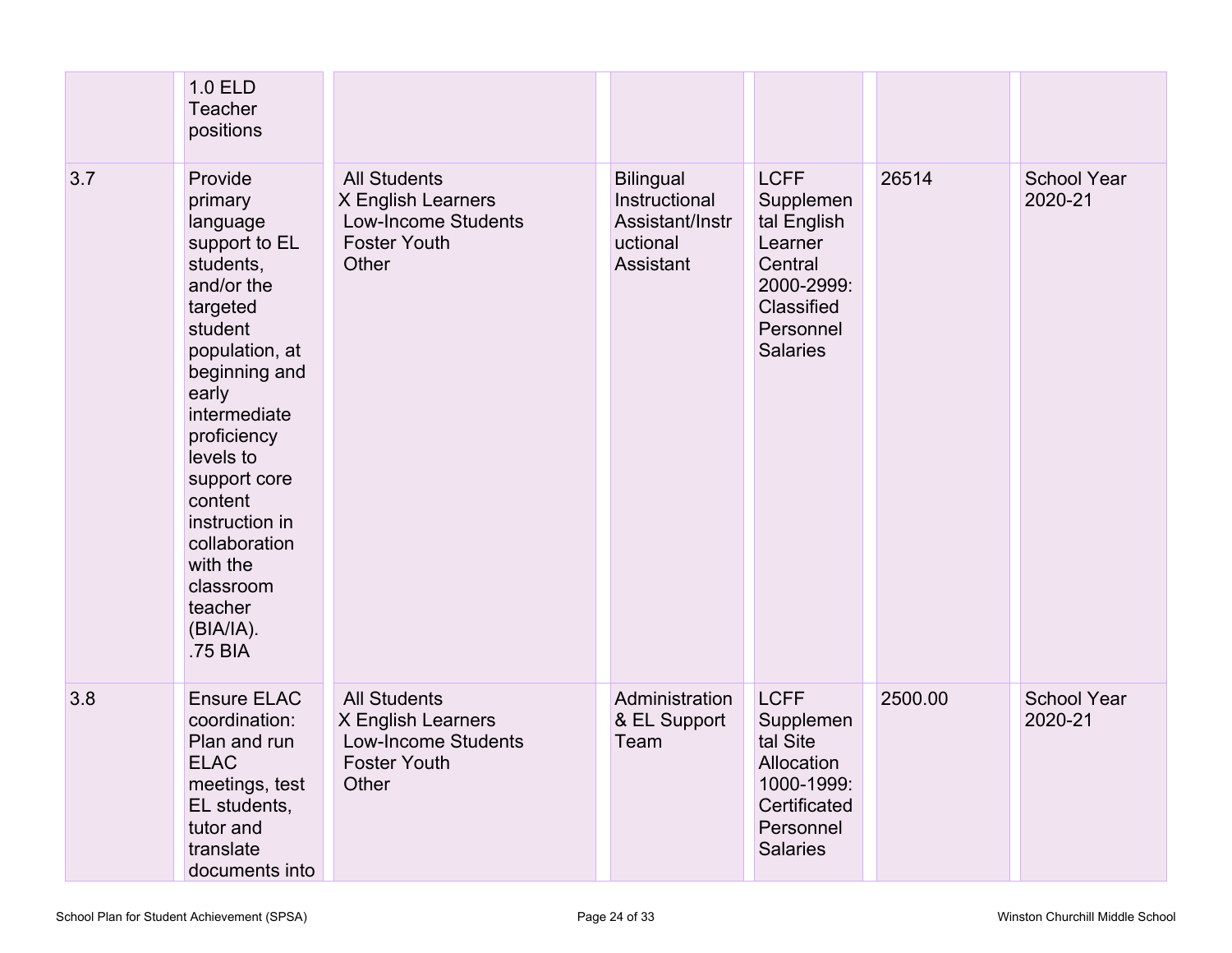| | | | | | | |
|---|---|---|---|---|---|---|
| | 1.0 ELD Teacher positions | | | | | |
| 3.7 | Provide primary language support to EL students, and/or the targeted student population, at beginning and early intermediate proficiency levels to support core content instruction in collaboration with the classroom teacher (BIA/IA).<br>.75 BIA | All Students<br>X English Learners<br>Low-Income Students<br>Foster Youth<br>Other | Bilingual Instructional Assistant/Instructional Assistant | LCFF Supplemental English Learner Central<br>2000-2999: Classified Personnel Salaries | 26514 | School Year 2020-21 |
| 3.8 | Ensure ELAC coordination: Plan and run ELAC meetings, test EL students, tutor and translate documents into | All Students<br>X English Learners<br>Low-Income Students<br>Foster Youth<br>Other | Administration & EL Support Team | LCFF Supplemental Site Allocation<br>1000-1999: Certificated Personnel Salaries | 2500.00 | School Year 2020-21 |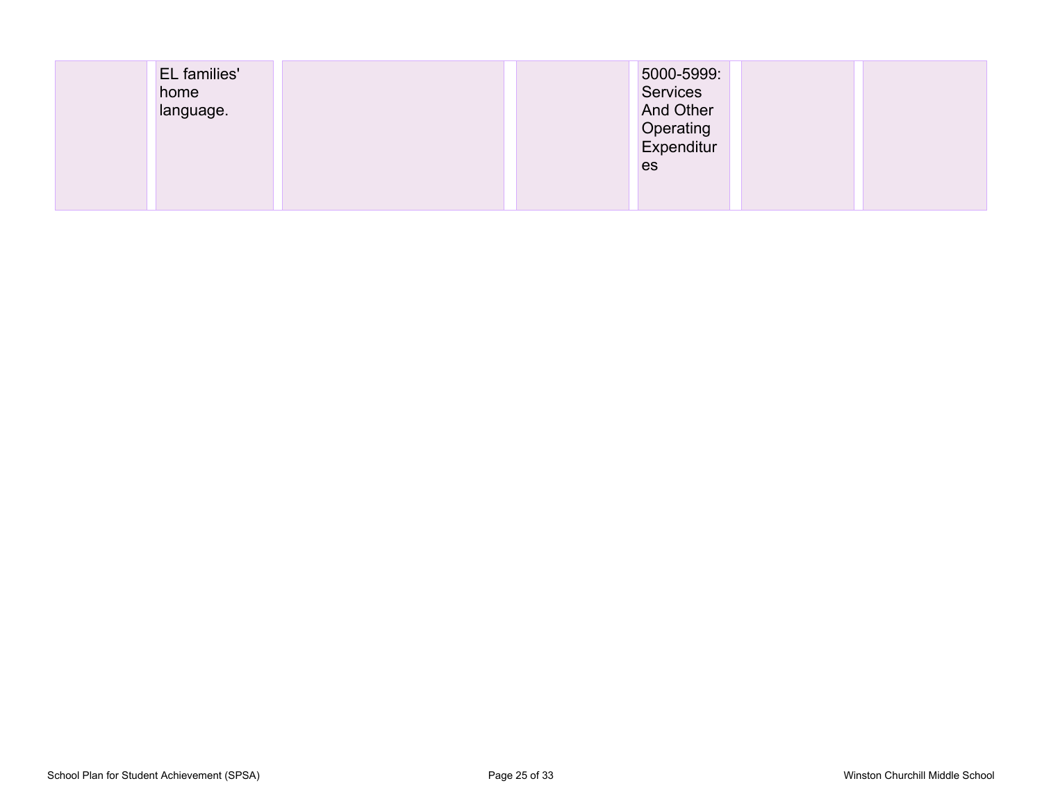|  |  |  |  |  |  |  |
|---|---|---|---|---|---|---|
|  | EL families' home language. |  |  | 5000-5999: Services And Other Operating Expenditures |  |  |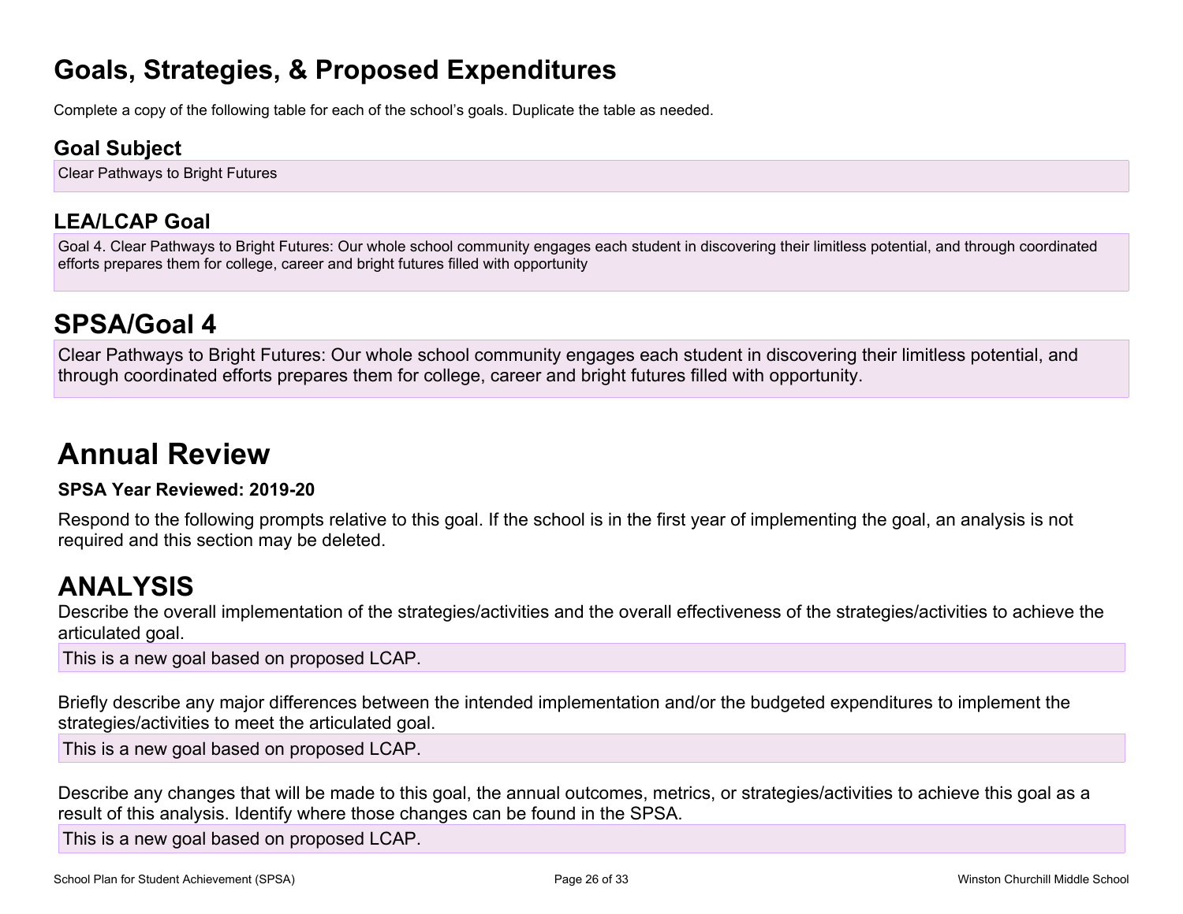# Goals, Strategies, & Proposed Expenditures

Complete a copy of the following table for each of the school's goals. Duplicate the table as needed.

### Goal Subject

Clear Pathways to Bright Futures

### LEA/LCAP Goal

Goal 4. Clear Pathways to Bright Futures: Our whole school community engages each student in discovering their limitless potential, and through coordinated efforts prepares them for college, career and bright futures filled with opportunity

## SPSA/Goal 4

Clear Pathways to Bright Futures: Our whole school community engages each student in discovering their limitless potential, and through coordinated efforts prepares them for college, career and bright futures filled with opportunity.

# Annual Review

**SPSA Year Reviewed: 2019-20**

Respond to the following prompts relative to this goal. If the school is in the first year of implementing the goal, an analysis is not required and this section may be deleted.

## ANALYSIS

Describe the overall implementation of the strategies/activities and the overall effectiveness of the strategies/activities to achieve the articulated goal.

This is a new goal based on proposed LCAP.

Briefly describe any major differences between the intended implementation and/or the budgeted expenditures to implement the strategies/activities to meet the articulated goal.

This is a new goal based on proposed LCAP.

Describe any changes that will be made to this goal, the annual outcomes, metrics, or strategies/activities to achieve this goal as a result of this analysis. Identify where those changes can be found in the SPSA.

This is a new goal based on proposed LCAP.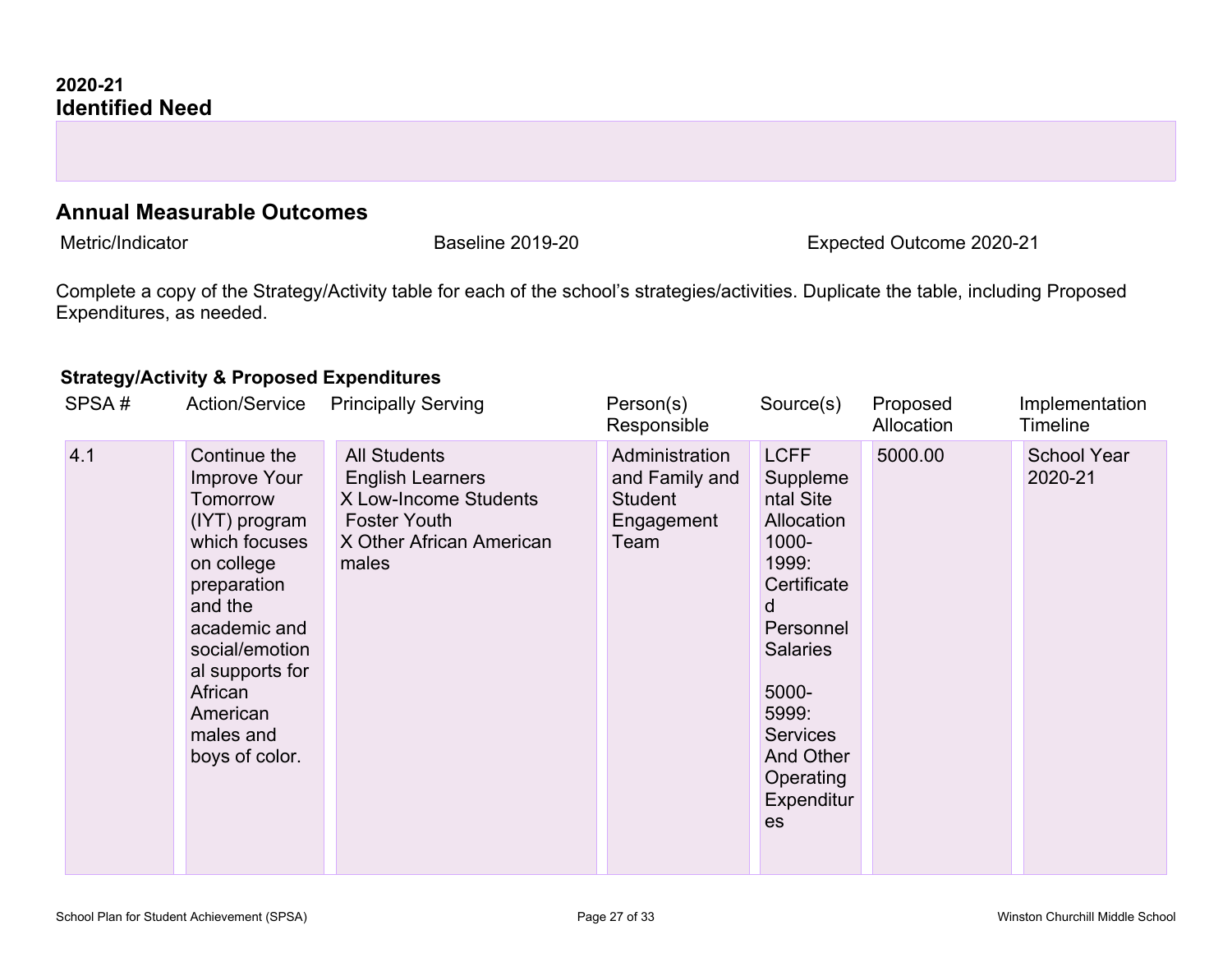**2020-21**

## Identified Need

## Annual Measurable Outcomes

| Metric/Indicator | Baseline 2019-20 | Expected Outcome 2020-21 |
|---|---|---|

Complete a copy of the Strategy/Activity table for each of the school's strategies/activities. Duplicate the table, including Proposed Expenditures, as needed.

### Strategy/Activity & Proposed Expenditures

| SPSA # | Action/Service | Principally Serving | Person(s) Responsible | Source(s) | Proposed Allocation | Implementation Timeline |
|---|---|---|---|---|---|---|
| 4.1 | Continue the Improve Your Tomorrow (IYT) program which focuses on college preparation and the academic and social/emotional supports for African American males and boys of color. | All Students<br>English Learners<br>X Low-Income Students<br>Foster Youth<br>X Other African American males | Administration and Family and Student Engagement Team | LCFF Supplemental Site Allocation 1000-1999: Certificated Personnel Salaries<br><br>5000-5999: Services And Other Operating Expenditures | 5000.00 | School Year 2020-21 |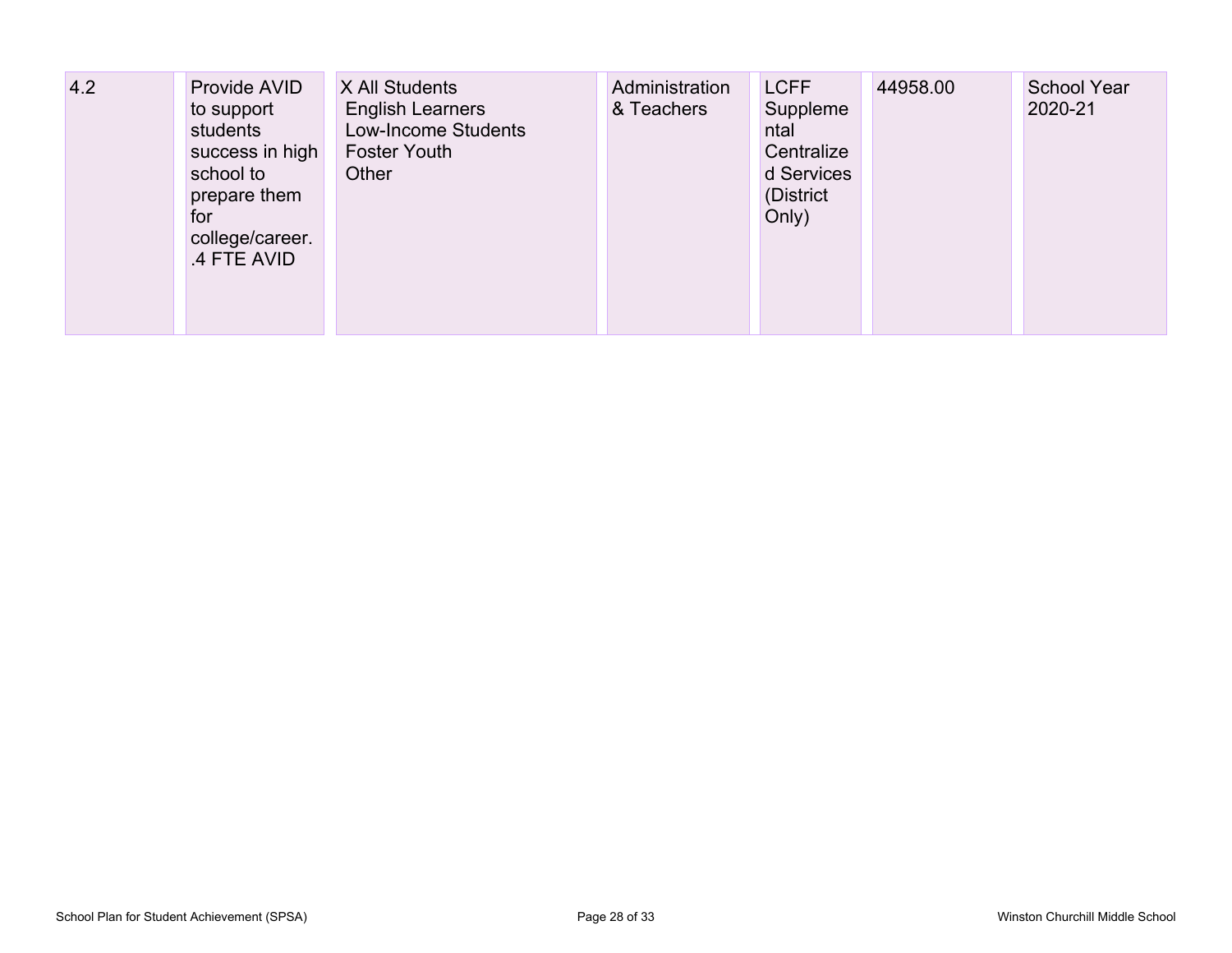| | | | | | | |
|---|---|---|---|---|---|---|
| 4.2 | Provide AVID to support students success in high school to prepare them for college/career. .4 FTE AVID | X All Students<br>English Learners<br>Low-Income Students<br>Foster Youth<br>Other | Administration & Teachers | LCFF Supplemental Centralized Services (District Only) | 44958.00 | School Year 2020-21 |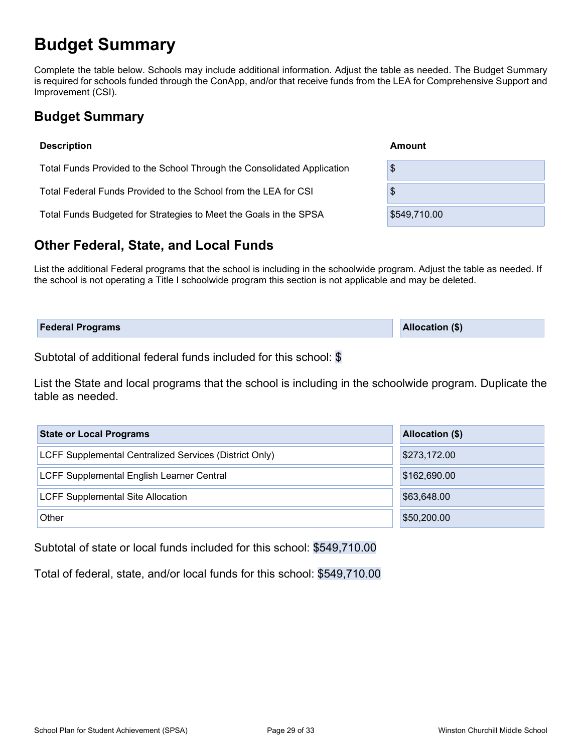# Budget Summary

Complete the table below. Schools may include additional information. Adjust the table as needed. The Budget Summary is required for schools funded through the ConApp, and/or that receive funds from the LEA for Comprehensive Support and Improvement (CSI).

## Budget Summary

| Description | Amount |
|---|---|
| Total Funds Provided to the School Through the Consolidated Application | $ |
| Total Federal Funds Provided to the School from the LEA for CSI | $ |
| Total Funds Budgeted for Strategies to Meet the Goals in the SPSA | $549,710.00 |

## Other Federal, State, and Local Funds

List the additional Federal programs that the school is including in the schoolwide program. Adjust the table as needed. If the school is not operating a Title I schoolwide program this section is not applicable and may be deleted.

| Federal Programs | Allocation ($) |
|---|---|

Subtotal of additional federal funds included for this school: $

List the State and local programs that the school is including in the schoolwide program. Duplicate the table as needed.

| State or Local Programs | Allocation ($) |
|---|---|
| LCFF Supplemental Centralized Services (District Only) | $273,172.00 |
| LCFF Supplemental English Learner Central | $162,690.00 |
| LCFF Supplemental Site Allocation | $63,648.00 |
| Other | $50,200.00 |

Subtotal of state or local funds included for this school: $549,710.00

Total of federal, state, and/or local funds for this school: $549,710.00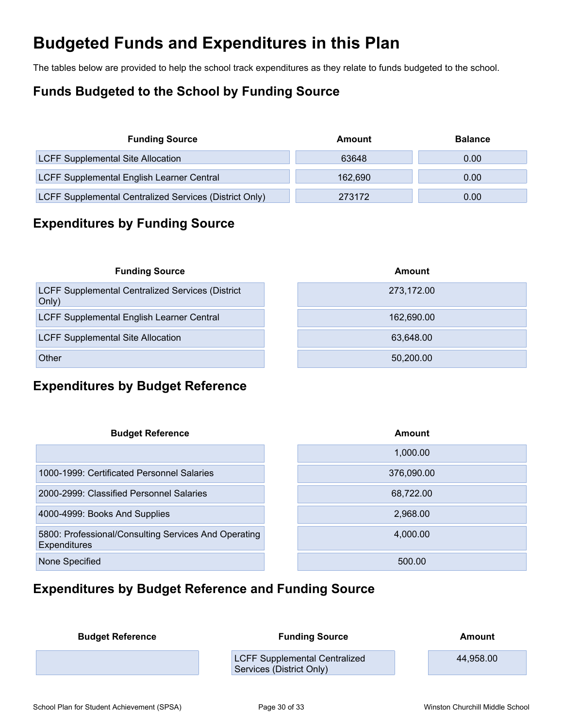# Budgeted Funds and Expenditures in this Plan

The tables below are provided to help the school track expenditures as they relate to funds budgeted to the school.

## Funds Budgeted to the School by Funding Source

| Funding Source | Amount | Balance |
|---|---|---|
| LCFF Supplemental Site Allocation | 63648 | 0.00 |
| LCFF Supplemental English Learner Central | 162,690 | 0.00 |
| LCFF Supplemental Centralized Services (District Only) | 273172 | 0.00 |

## Expenditures by Funding Source

| Funding Source | Amount |
|---|---|
| LCFF Supplemental Centralized Services (District Only) | 273,172.00 |
| LCFF Supplemental English Learner Central | 162,690.00 |
| LCFF Supplemental Site Allocation | 63,648.00 |
| Other | 50,200.00 |

## Expenditures by Budget Reference

| Budget Reference | Amount |
|---|---|
| | 1,000.00 |
| 1000-1999: Certificated Personnel Salaries | 376,090.00 |
| 2000-2999: Classified Personnel Salaries | 68,722.00 |
| 4000-4999: Books And Supplies | 2,968.00 |
| 5800: Professional/Consulting Services And Operating Expenditures | 4,000.00 |
| None Specified | 500.00 |

## Expenditures by Budget Reference and Funding Source

| Budget Reference | Funding Source | Amount |
|---|---|---|
| | LCFF Supplemental Centralized Services (District Only) | 44,958.00 |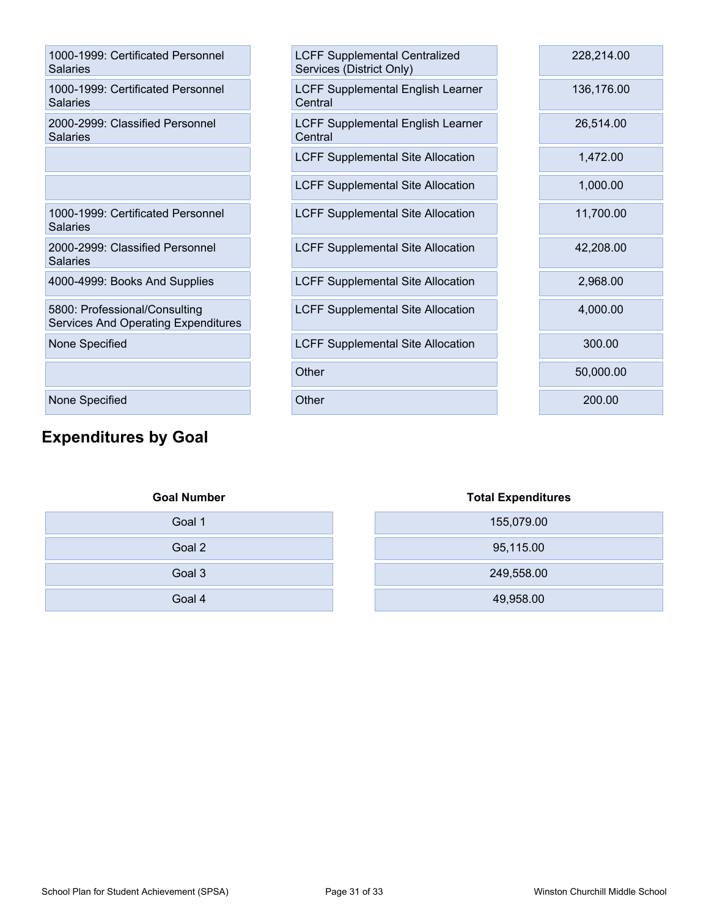| | | |
|---|---|---|
| 1000-1999: Certificated Personnel Salaries | LCFF Supplemental Centralized Services (District Only) | 228,214.00 |
| 1000-1999: Certificated Personnel Salaries | LCFF Supplemental English Learner Central | 136,176.00 |
| 2000-2999: Classified Personnel Salaries | LCFF Supplemental English Learner Central | 26,514.00 |
| | LCFF Supplemental Site Allocation | 1,472.00 |
| | LCFF Supplemental Site Allocation | 1,000.00 |
| 1000-1999: Certificated Personnel Salaries | LCFF Supplemental Site Allocation | 11,700.00 |
| 2000-2999: Classified Personnel Salaries | LCFF Supplemental Site Allocation | 42,208.00 |
| 4000-4999: Books And Supplies | LCFF Supplemental Site Allocation | 2,968.00 |
| 5800: Professional/Consulting Services And Operating Expenditures | LCFF Supplemental Site Allocation | 4,000.00 |
| None Specified | LCFF Supplemental Site Allocation | 300.00 |
| | Other | 50,000.00 |
| None Specified | Other | 200.00 |

## Expenditures by Goal

| Goal Number | Total Expenditures |
|---|---|
| Goal 1 | 155,079.00 |
| Goal 2 | 95,115.00 |
| Goal 3 | 249,558.00 |
| Goal 4 | 49,958.00 |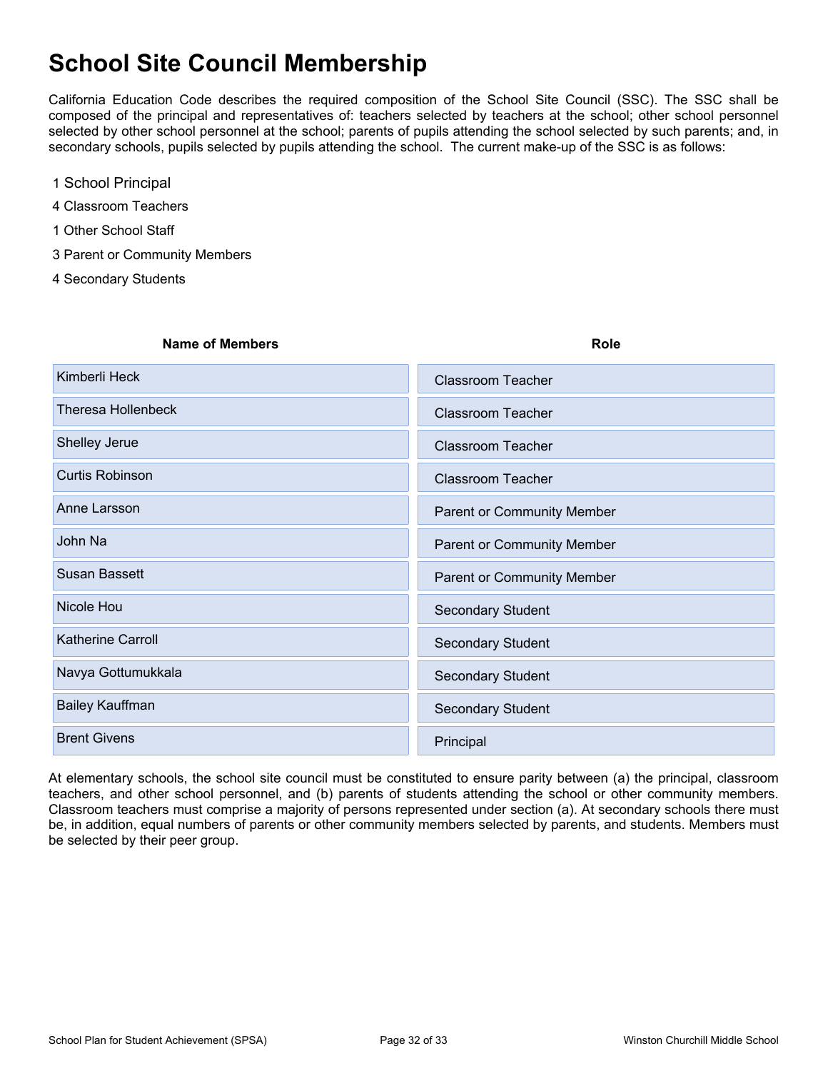# School Site Council Membership

California Education Code describes the required composition of the School Site Council (SSC). The SSC shall be composed of the principal and representatives of: teachers selected by teachers at the school; other school personnel selected by other school personnel at the school; parents of pupils attending the school selected by such parents; and, in secondary schools, pupils selected by pupils attending the school. The current make-up of the SSC is as follows:

1 School Principal

4 Classroom Teachers

1 Other School Staff

3 Parent or Community Members

4 Secondary Students

| Name of Members | Role |
|---|---|
| Kimberli Heck | Classroom Teacher |
| Theresa Hollenbeck | Classroom Teacher |
| Shelley Jerue | Classroom Teacher |
| Curtis Robinson | Classroom Teacher |
| Anne Larsson | Parent or Community Member |
| John Na | Parent or Community Member |
| Susan Bassett | Parent or Community Member |
| Nicole Hou | Secondary Student |
| Katherine Carroll | Secondary Student |
| Navya Gottumukkala | Secondary Student |
| Bailey Kauffman | Secondary Student |
| Brent Givens | Principal |

At elementary schools, the school site council must be constituted to ensure parity between (a) the principal, classroom teachers, and other school personnel, and (b) parents of students attending the school or other community members. Classroom teachers must comprise a majority of persons represented under section (a). At secondary schools there must be, in addition, equal numbers of parents or other community members selected by parents, and students. Members must be selected by their peer group.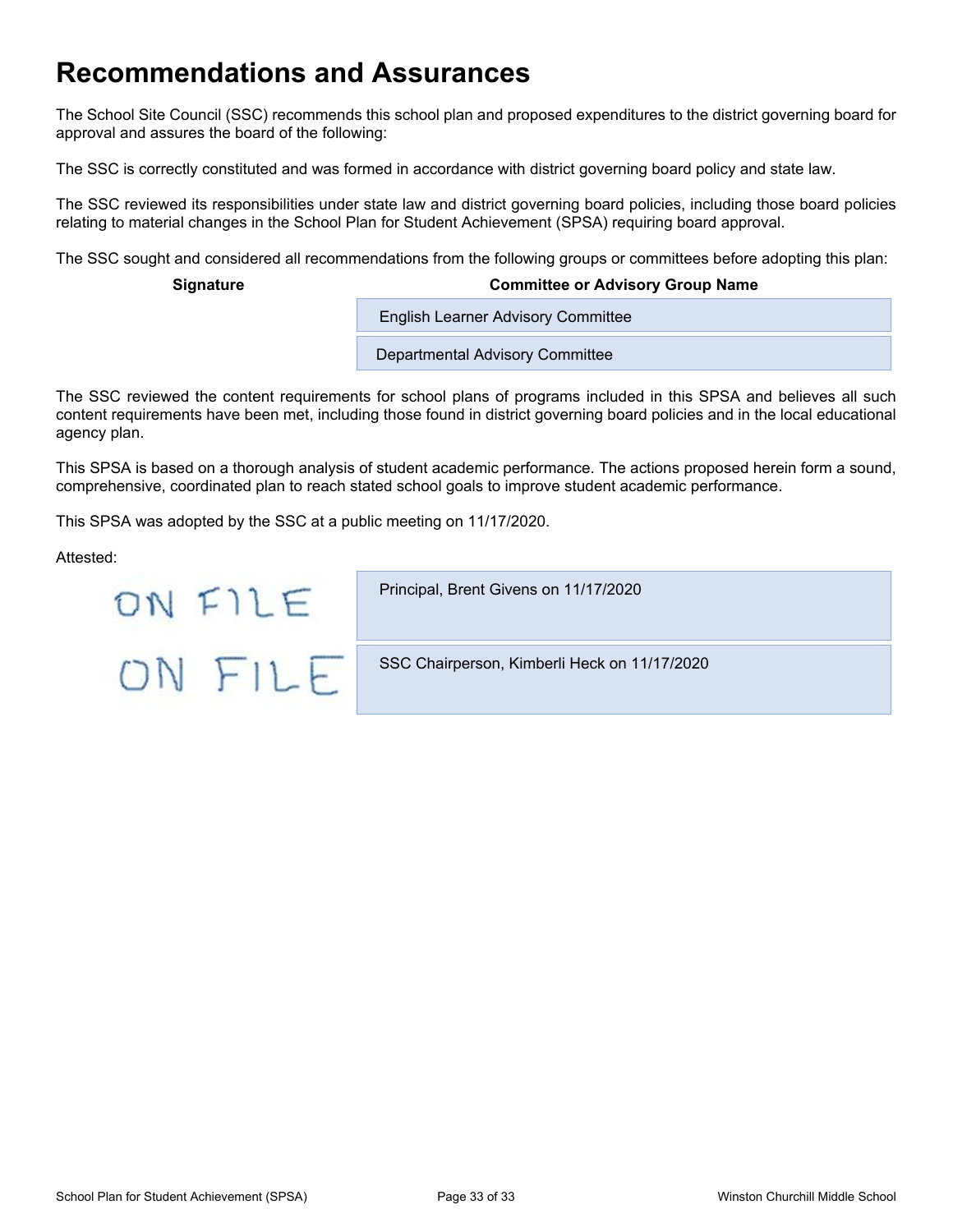# Recommendations and Assurances

The School Site Council (SSC) recommends this school plan and proposed expenditures to the district governing board for approval and assures the board of the following:

The SSC is correctly constituted and was formed in accordance with district governing board policy and state law.

The SSC reviewed its responsibilities under state law and district governing board policies, including those board policies relating to material changes in the School Plan for Student Achievement (SPSA) requiring board approval.

The SSC sought and considered all recommendations from the following groups or committees before adopting this plan:

| Signature | Committee or Advisory Group Name |
|---|---|
| | English Learner Advisory Committee |
| | Departmental Advisory Committee |

The SSC reviewed the content requirements for school plans of programs included in this SPSA and believes all such content requirements have been met, including those found in district governing board policies and in the local educational agency plan.

This SPSA is based on a thorough analysis of student academic performance. The actions proposed herein form a sound, comprehensive, coordinated plan to reach stated school goals to improve student academic performance.

This SPSA was adopted by the SSC at a public meeting on 11/17/2020.

Attested:

| Signature | |
|---|---|
| ON FILE | Principal, Brent Givens on 11/17/2020 |
| ON FILE | SSC Chairperson, Kimberli Heck on 11/17/2020 |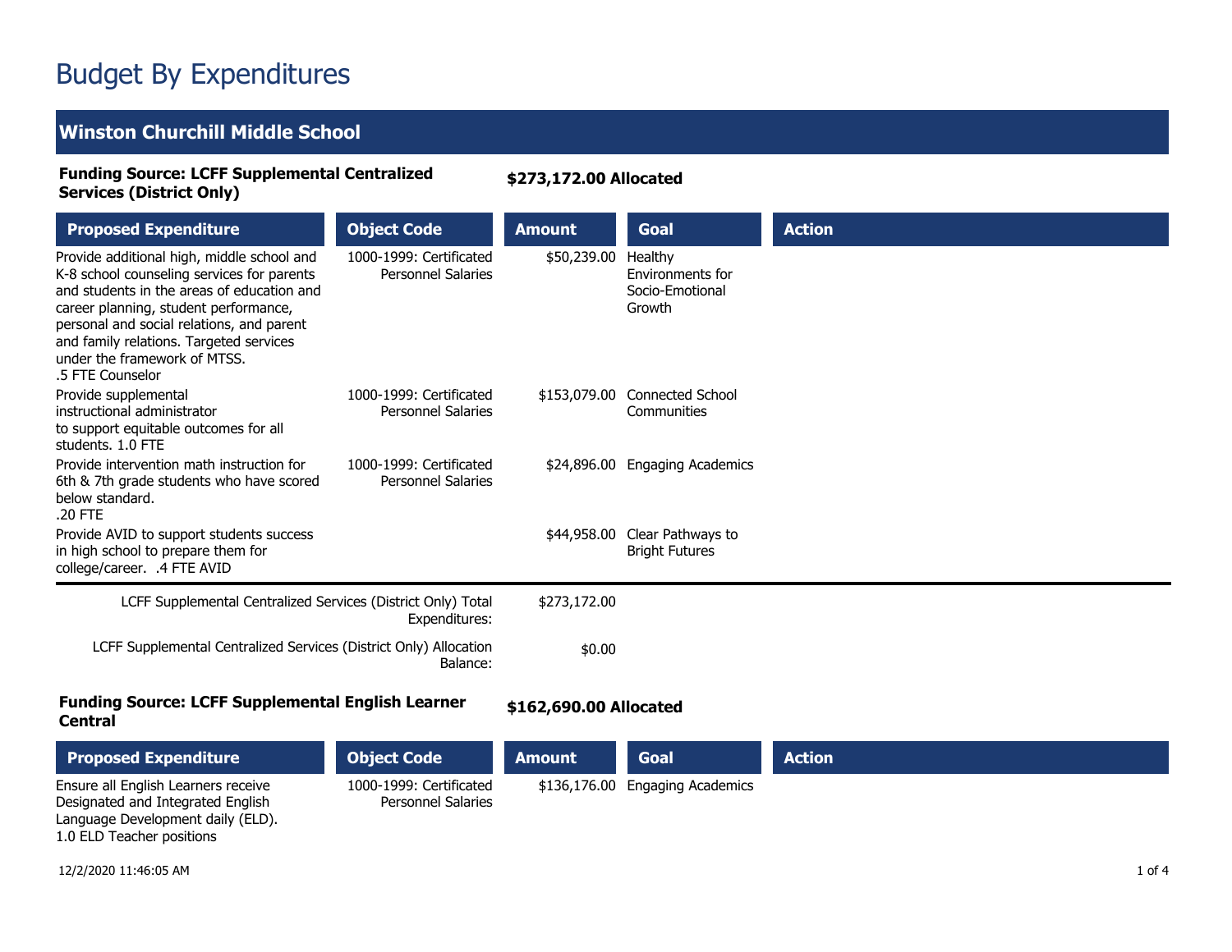# Budget By Expenditures

## Winston Churchill Middle School

**Funding Source: LCFF Supplemental Centralized Services (District Only)** **$273,172.00 Allocated**

| Proposed Expenditure | Object Code | Amount | Goal | Action |
|---|---|---|---|---|
| Provide additional high, middle school and K-8 school counseling services for parents and students in the areas of education and career planning, student performance, personal and social relations, and parent and family relations. Targeted services under the framework of MTSS. .5 FTE Counselor | 1000-1999: Certificated Personnel Salaries | $50,239.00 | Healthy Environments for Socio-Emotional Growth | |
| Provide supplemental instructional administrator to support equitable outcomes for all students. 1.0 FTE | 1000-1999: Certificated Personnel Salaries | $153,079.00 | Connected School Communities | |
| Provide intervention math instruction for 6th & 7th grade students who have scored below standard. .20 FTE | 1000-1999: Certificated Personnel Salaries | $24,896.00 | Engaging Academics | |
| Provide AVID to support students success in high school to prepare them for college/career. .4 FTE AVID | | $44,958.00 | Clear Pathways to Bright Futures | |

LCFF Supplemental Centralized Services (District Only) Total Expenditures: $273,172.00

LCFF Supplemental Centralized Services (District Only) Allocation Balance: $0.00

**Funding Source: LCFF Supplemental English Learner Central** **$162,690.00 Allocated**

| Proposed Expenditure | Object Code | Amount | Goal | Action |
|---|---|---|---|---|
| Ensure all English Learners receive Designated and Integrated English Language Development daily (ELD). 1.0 ELD Teacher positions | 1000-1999: Certificated Personnel Salaries | $136,176.00 | Engaging Academics | |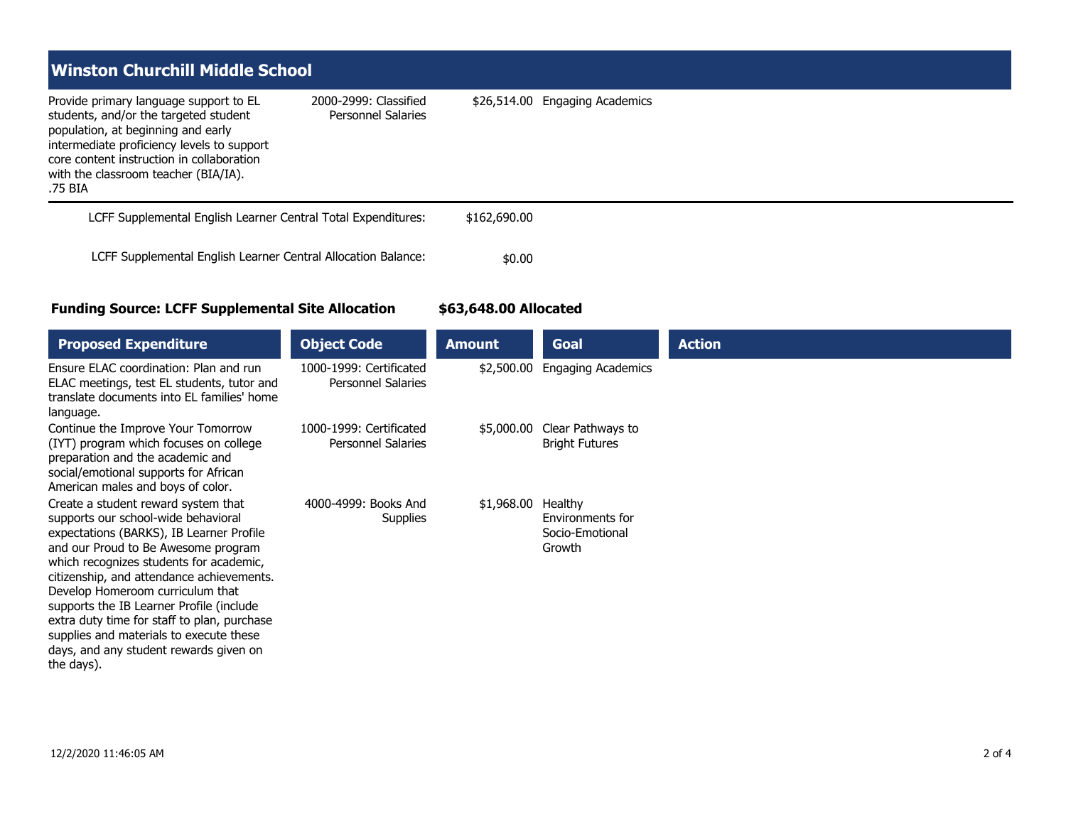## Winston Churchill Middle School

| | | | |
|---|---|---|---|
| Provide primary language support to EL students, and/or the targeted student population, at beginning and early intermediate proficiency levels to support core content instruction in collaboration with the classroom teacher (BIA/IA). .75 BIA | 2000-2999: Classified Personnel Salaries | $26,514.00 | Engaging Academics |

LCFF Supplemental English Learner Central Total Expenditures: $162,690.00

LCFF Supplemental English Learner Central Allocation Balance: $0.00

**Funding Source: LCFF Supplemental Site Allocation** **$63,648.00 Allocated**

| Proposed Expenditure | Object Code | Amount | Goal | Action |
|---|---|---|---|---|
| Ensure ELAC coordination: Plan and run ELAC meetings, test EL students, tutor and translate documents into EL families' home language. | 1000-1999: Certificated Personnel Salaries | $2,500.00 | Engaging Academics | |
| Continue the Improve Your Tomorrow (IYT) program which focuses on college preparation and the academic and social/emotional supports for African American males and boys of color. | 1000-1999: Certificated Personnel Salaries | $5,000.00 | Clear Pathways to Bright Futures | |
| Create a student reward system that supports our school-wide behavioral expectations (BARKS), IB Learner Profile and our Proud to Be Awesome program which recognizes students for academic, citizenship, and attendance achievements. Develop Homeroom curriculum that supports the IB Learner Profile (include extra duty time for staff to plan, purchase supplies and materials to execute these days, and any student rewards given on the days). | 4000-4999: Books And Supplies | $1,968.00 | Healthy Environments for Socio-Emotional Growth | |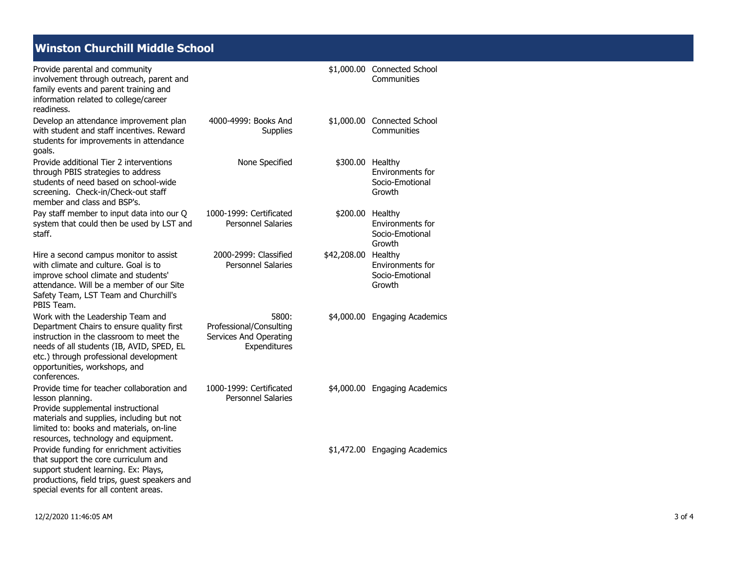## Winston Churchill Middle School

| Description | Source/Type | Amount | Goal |
|---|---|---|---|
| Provide parental and community involvement through outreach, parent and family events and parent training and information related to college/career readiness. | | $1,000.00 | Connected School Communities |
| Develop an attendance improvement plan with student and staff incentives. Reward students for improvements in attendance goals. | 4000-4999: Books And Supplies | $1,000.00 | Connected School Communities |
| Provide additional Tier 2 interventions through PBIS strategies to address students of need based on school-wide screening. Check-in/Check-out staff member and class and BSP's. | None Specified | $300.00 | Healthy Environments for Socio-Emotional Growth |
| Pay staff member to input data into our Q system that could then be used by LST and staff. | 1000-1999: Certificated Personnel Salaries | $200.00 | Healthy Environments for Socio-Emotional Growth |
| Hire a second campus monitor to assist with climate and culture. Goal is to improve school climate and students' attendance. Will be a member of our Site Safety Team, LST Team and Churchill's PBIS Team. | 2000-2999: Classified Personnel Salaries | $42,208.00 | Healthy Environments for Socio-Emotional Growth |
| Work with the Leadership Team and Department Chairs to ensure quality first instruction in the classroom to meet the needs of all students (IB, AVID, SPED, EL etc.) through professional development opportunities, workshops, and conferences. | 5800: Professional/Consulting Services And Operating Expenditures | $4,000.00 | Engaging Academics |
| Provide time for teacher collaboration and lesson planning. Provide supplemental instructional materials and supplies, including but not limited to: books and materials, on-line resources, technology and equipment. | 1000-1999: Certificated Personnel Salaries | $4,000.00 | Engaging Academics |
| Provide funding for enrichment activities that support the core curriculum and support student learning. Ex: Plays, productions, field trips, guest speakers and special events for all content areas. | | $1,472.00 | Engaging Academics |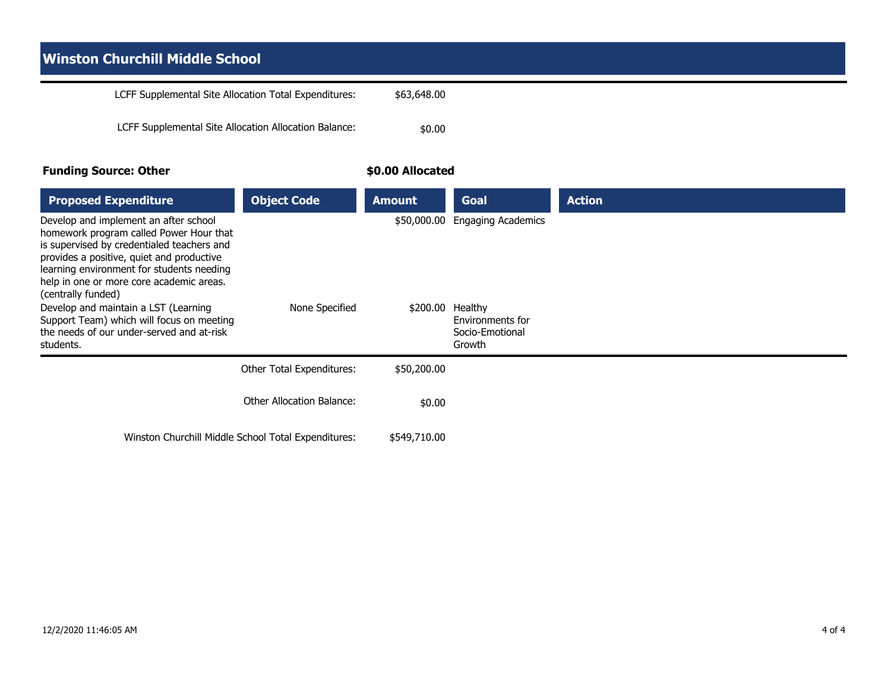## Winston Churchill Middle School

LCFF Supplemental Site Allocation Total Expenditures: $63,648.00

LCFF Supplemental Site Allocation Allocation Balance: $0.00

**Funding Source: Other** **$0.00 Allocated**

| Proposed Expenditure | Object Code | Amount | Goal | Action |
|---|---|---|---|---|
| Develop and implement an after school homework program called Power Hour that is supervised by credentialed teachers and provides a positive, quiet and productive learning environment for students needing help in one or more core academic areas. (centrally funded) | | $50,000.00 | Engaging Academics | |
| Develop and maintain a LST (Learning Support Team) which will focus on meeting the needs of our under-served and at-risk students. | None Specified | $200.00 | Healthy Environments for Socio-Emotional Growth | |

Other Total Expenditures: $50,200.00

Other Allocation Balance: $0.00

Winston Churchill Middle School Total Expenditures: $549,710.00

12/2/2020 11:46:05 AM